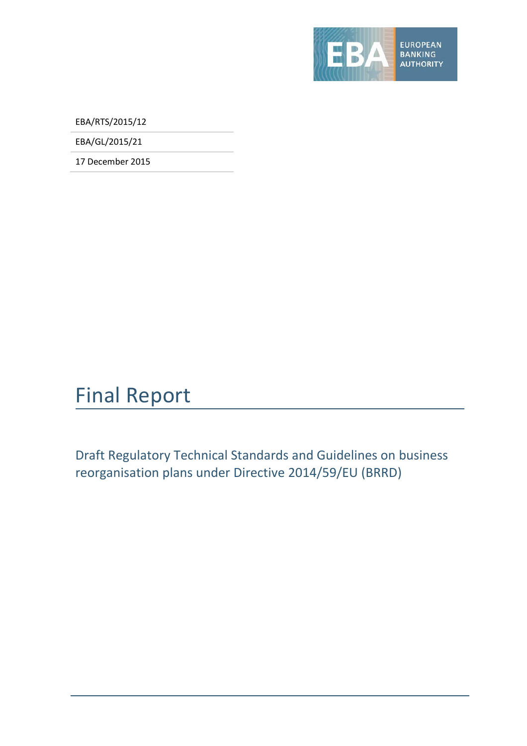EUROPEAN BANKING AUTHORITY

EBA/RTS/2015/12

EBA/GL/2015/21

17 December 2015

# Final Report

## Draft Regulatory Technical Standards and Guidelines on business reorganisation plans under Directive 2014/59/EU (BRRD)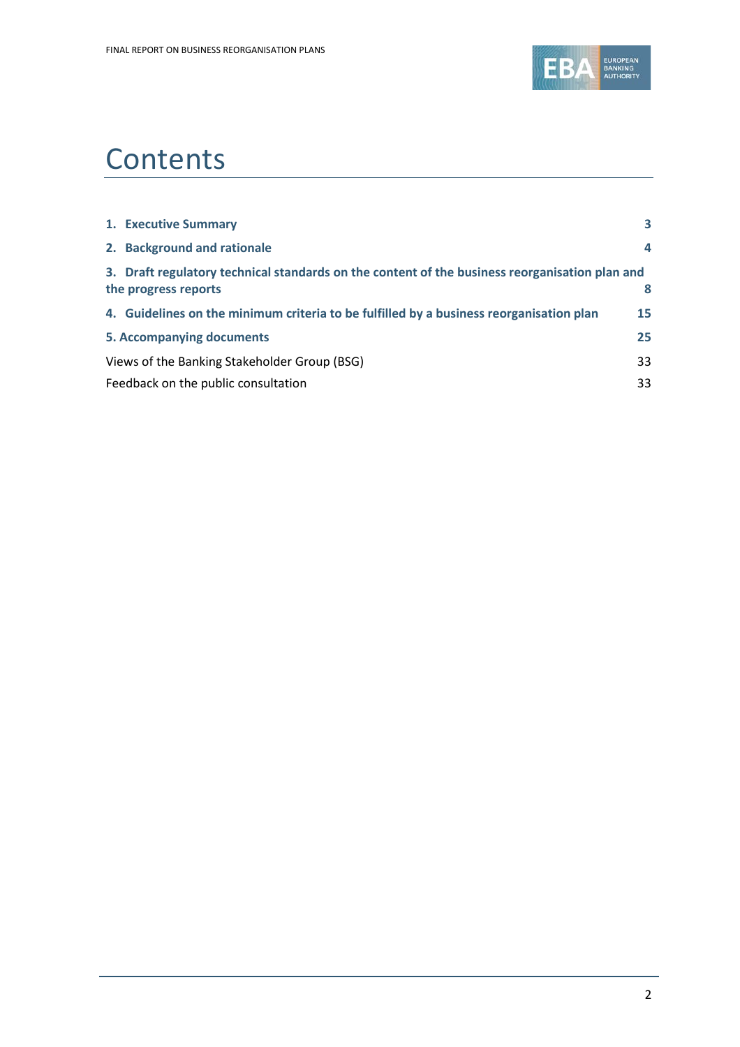# Contents

| | |
|---|---|
| **1. Executive Summary** | **3** |
| **2. Background and rationale** | **4** |
| **3. Draft regulatory technical standards on the content of the business reorganisation plan and the progress reports** | **8** |
| **4. Guidelines on the minimum criteria to be fulfilled by a business reorganisation plan** | **15** |
| **5. Accompanying documents** | **25** |
| Views of the Banking Stakeholder Group (BSG) | 33 |
| Feedback on the public consultation | 33 |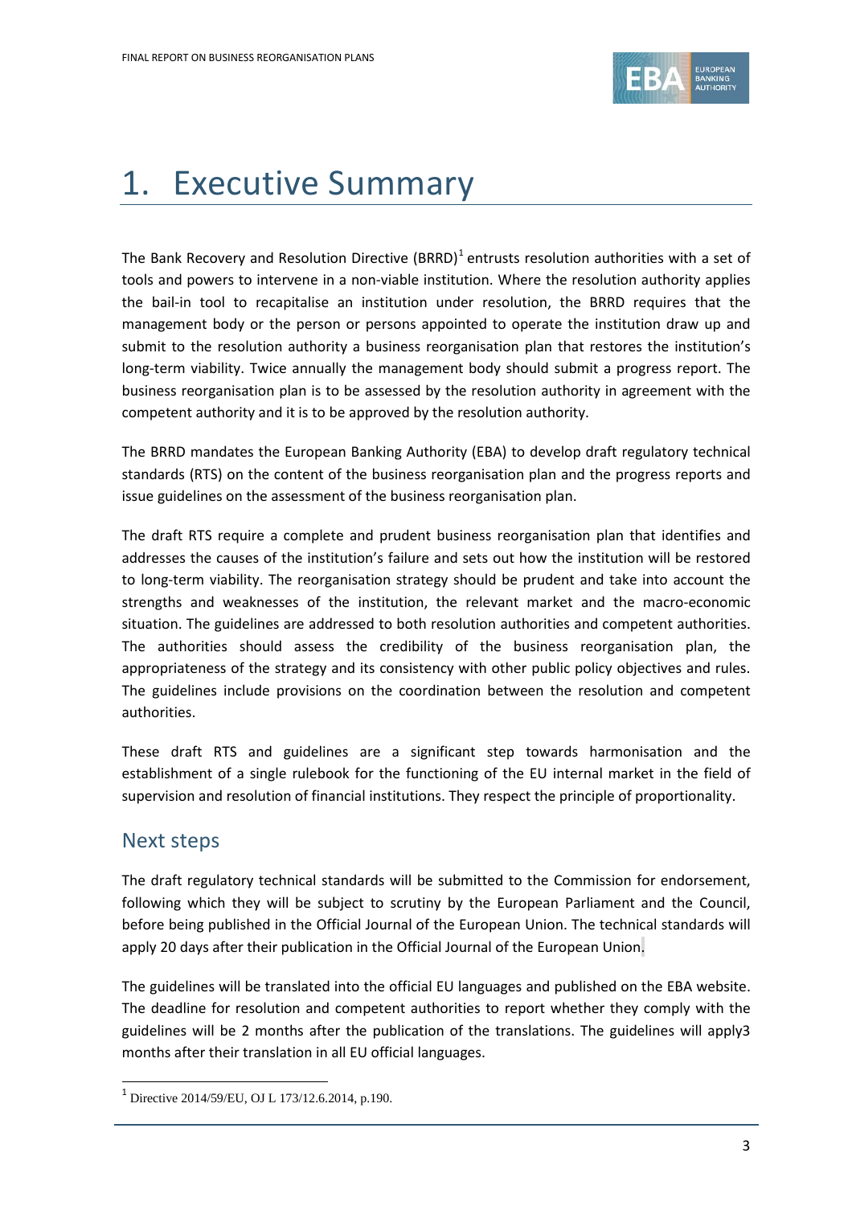# 1. Executive Summary

The Bank Recovery and Resolution Directive (BRRD)[1] entrusts resolution authorities with a set of tools and powers to intervene in a non-viable institution. Where the resolution authority applies the bail-in tool to recapitalise an institution under resolution, the BRRD requires that the management body or the person or persons appointed to operate the institution draw up and submit to the resolution authority a business reorganisation plan that restores the institution's long-term viability. Twice annually the management body should submit a progress report. The business reorganisation plan is to be assessed by the resolution authority in agreement with the competent authority and it is to be approved by the resolution authority.

The BRRD mandates the European Banking Authority (EBA) to develop draft regulatory technical standards (RTS) on the content of the business reorganisation plan and the progress reports and issue guidelines on the assessment of the business reorganisation plan.

The draft RTS require a complete and prudent business reorganisation plan that identifies and addresses the causes of the institution's failure and sets out how the institution will be restored to long-term viability. The reorganisation strategy should be prudent and take into account the strengths and weaknesses of the institution, the relevant market and the macro-economic situation. The guidelines are addressed to both resolution authorities and competent authorities. The authorities should assess the credibility of the business reorganisation plan, the appropriateness of the strategy and its consistency with other public policy objectives and rules. The guidelines include provisions on the coordination between the resolution and competent authorities.

These draft RTS and guidelines are a significant step towards harmonisation and the establishment of a single rulebook for the functioning of the EU internal market in the field of supervision and resolution of financial institutions. They respect the principle of proportionality.

## Next steps

The draft regulatory technical standards will be submitted to the Commission for endorsement, following which they will be subject to scrutiny by the European Parliament and the Council, before being published in the Official Journal of the European Union. The technical standards will apply 20 days after their publication in the Official Journal of the European Union.

The guidelines will be translated into the official EU languages and published on the EBA website. The deadline for resolution and competent authorities to report whether they comply with the guidelines will be 2 months after the publication of the translations. The guidelines will apply3 months after their translation in all EU official languages.

[1] Directive 2014/59/EU, OJ L 173/12.6.2014, p.190.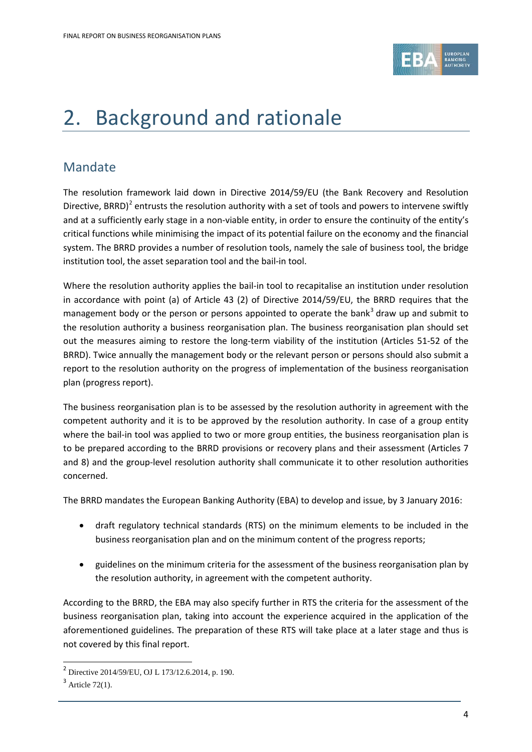# 2. Background and rationale

## Mandate

The resolution framework laid down in Directive 2014/59/EU (the Bank Recovery and Resolution Directive, BRRD)[2] entrusts the resolution authority with a set of tools and powers to intervene swiftly and at a sufficiently early stage in a non-viable entity, in order to ensure the continuity of the entity's critical functions while minimising the impact of its potential failure on the economy and the financial system. The BRRD provides a number of resolution tools, namely the sale of business tool, the bridge institution tool, the asset separation tool and the bail-in tool.

Where the resolution authority applies the bail-in tool to recapitalise an institution under resolution in accordance with point (a) of Article 43 (2) of Directive 2014/59/EU, the BRRD requires that the management body or the person or persons appointed to operate the bank[3] draw up and submit to the resolution authority a business reorganisation plan. The business reorganisation plan should set out the measures aiming to restore the long-term viability of the institution (Articles 51-52 of the BRRD). Twice annually the management body or the relevant person or persons should also submit a report to the resolution authority on the progress of implementation of the business reorganisation plan (progress report).

The business reorganisation plan is to be assessed by the resolution authority in agreement with the competent authority and it is to be approved by the resolution authority. In case of a group entity where the bail-in tool was applied to two or more group entities, the business reorganisation plan is to be prepared according to the BRRD provisions or recovery plans and their assessment (Articles 7 and 8) and the group-level resolution authority shall communicate it to other resolution authorities concerned.

The BRRD mandates the European Banking Authority (EBA) to develop and issue, by 3 January 2016:

- draft regulatory technical standards (RTS) on the minimum elements to be included in the business reorganisation plan and on the minimum content of the progress reports;
- guidelines on the minimum criteria for the assessment of the business reorganisation plan by the resolution authority, in agreement with the competent authority.

According to the BRRD, the EBA may also specify further in RTS the criteria for the assessment of the business reorganisation plan, taking into account the experience acquired in the application of the aforementioned guidelines. The preparation of these RTS will take place at a later stage and thus is not covered by this final report.

[2] Directive 2014/59/EU, OJ L 173/12.6.2014, p. 190.

[3] Article 72(1).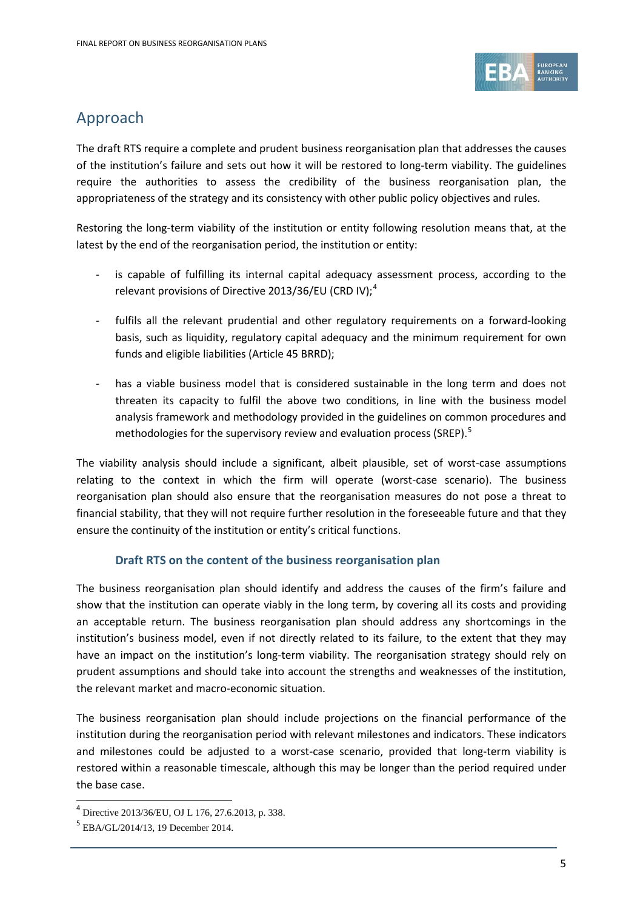## Approach

The draft RTS require a complete and prudent business reorganisation plan that addresses the causes of the institution's failure and sets out how it will be restored to long-term viability. The guidelines require the authorities to assess the credibility of the business reorganisation plan, the appropriateness of the strategy and its consistency with other public policy objectives and rules.

Restoring the long-term viability of the institution or entity following resolution means that, at the latest by the end of the reorganisation period, the institution or entity:

- is capable of fulfilling its internal capital adequacy assessment process, according to the relevant provisions of Directive 2013/36/EU (CRD IV);[4]

- fulfils all the relevant prudential and other regulatory requirements on a forward-looking basis, such as liquidity, regulatory capital adequacy and the minimum requirement for own funds and eligible liabilities (Article 45 BRRD);

- has a viable business model that is considered sustainable in the long term and does not threaten its capacity to fulfil the above two conditions, in line with the business model analysis framework and methodology provided in the guidelines on common procedures and methodologies for the supervisory review and evaluation process (SREP).[5]

The viability analysis should include a significant, albeit plausible, set of worst-case assumptions relating to the context in which the firm will operate (worst-case scenario). The business reorganisation plan should also ensure that the reorganisation measures do not pose a threat to financial stability, that they will not require further resolution in the foreseeable future and that they ensure the continuity of the institution or entity's critical functions.

### Draft RTS on the content of the business reorganisation plan

The business reorganisation plan should identify and address the causes of the firm's failure and show that the institution can operate viably in the long term, by covering all its costs and providing an acceptable return. The business reorganisation plan should address any shortcomings in the institution's business model, even if not directly related to its failure, to the extent that they may have an impact on the institution's long-term viability. The reorganisation strategy should rely on prudent assumptions and should take into account the strengths and weaknesses of the institution, the relevant market and macro-economic situation.

The business reorganisation plan should include projections on the financial performance of the institution during the reorganisation period with relevant milestones and indicators. These indicators and milestones could be adjusted to a worst-case scenario, provided that long-term viability is restored within a reasonable timescale, although this may be longer than the period required under the base case.

---

[4] Directive 2013/36/EU, OJ L 176, 27.6.2013, p. 338.

[5] EBA/GL/2014/13, 19 December 2014.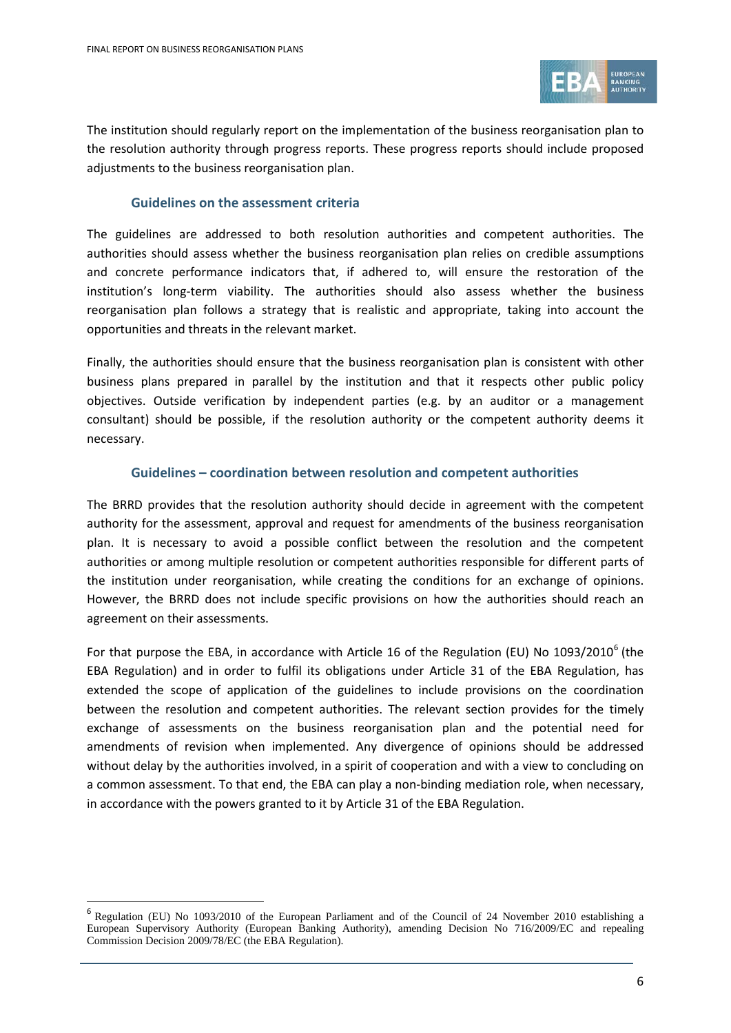The institution should regularly report on the implementation of the business reorganisation plan to the resolution authority through progress reports. These progress reports should include proposed adjustments to the business reorganisation plan.

### Guidelines on the assessment criteria

The guidelines are addressed to both resolution authorities and competent authorities. The authorities should assess whether the business reorganisation plan relies on credible assumptions and concrete performance indicators that, if adhered to, will ensure the restoration of the institution's long-term viability. The authorities should also assess whether the business reorganisation plan follows a strategy that is realistic and appropriate, taking into account the opportunities and threats in the relevant market.

Finally, the authorities should ensure that the business reorganisation plan is consistent with other business plans prepared in parallel by the institution and that it respects other public policy objectives. Outside verification by independent parties (e.g. by an auditor or a management consultant) should be possible, if the resolution authority or the competent authority deems it necessary.

### Guidelines – coordination between resolution and competent authorities

The BRRD provides that the resolution authority should decide in agreement with the competent authority for the assessment, approval and request for amendments of the business reorganisation plan. It is necessary to avoid a possible conflict between the resolution and the competent authorities or among multiple resolution or competent authorities responsible for different parts of the institution under reorganisation, while creating the conditions for an exchange of opinions. However, the BRRD does not include specific provisions on how the authorities should reach an agreement on their assessments.

For that purpose the EBA, in accordance with Article 16 of the Regulation (EU) No 1093/2010[6] (the EBA Regulation) and in order to fulfil its obligations under Article 31 of the EBA Regulation, has extended the scope of application of the guidelines to include provisions on the coordination between the resolution and competent authorities. The relevant section provides for the timely exchange of assessments on the business reorganisation plan and the potential need for amendments of revision when implemented. Any divergence of opinions should be addressed without delay by the authorities involved, in a spirit of cooperation and with a view to concluding on a common assessment. To that end, the EBA can play a non-binding mediation role, when necessary, in accordance with the powers granted to it by Article 31 of the EBA Regulation.

[6] Regulation (EU) No 1093/2010 of the European Parliament and of the Council of 24 November 2010 establishing a European Supervisory Authority (European Banking Authority), amending Decision No 716/2009/EC and repealing Commission Decision 2009/78/EC (the EBA Regulation).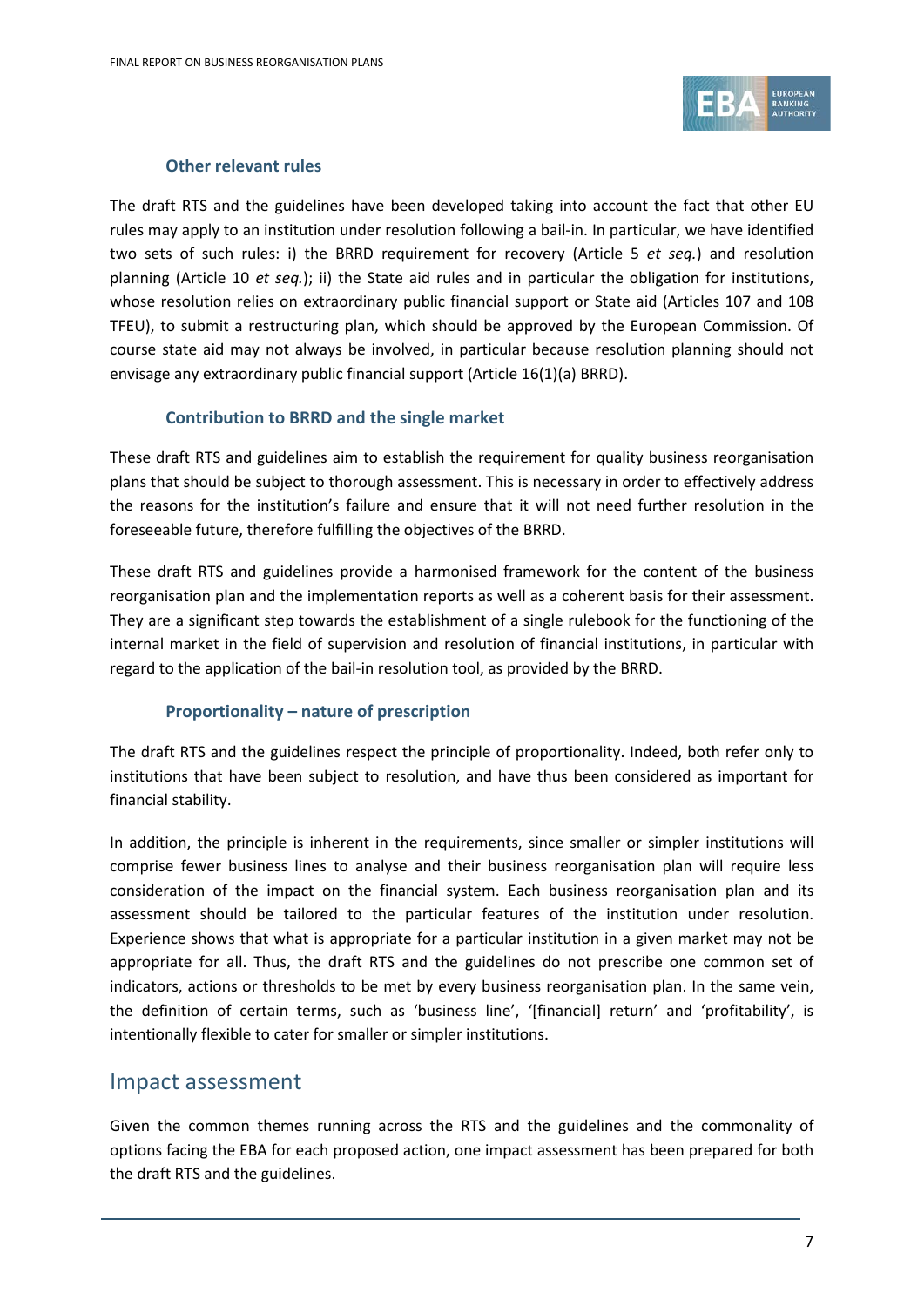### Other relevant rules

The draft RTS and the guidelines have been developed taking into account the fact that other EU rules may apply to an institution under resolution following a bail-in. In particular, we have identified two sets of such rules: i) the BRRD requirement for recovery (Article 5 *et seq.*) and resolution planning (Article 10 *et seq.*); ii) the State aid rules and in particular the obligation for institutions, whose resolution relies on extraordinary public financial support or State aid (Articles 107 and 108 TFEU), to submit a restructuring plan, which should be approved by the European Commission. Of course state aid may not always be involved, in particular because resolution planning should not envisage any extraordinary public financial support (Article 16(1)(a) BRRD).

### Contribution to BRRD and the single market

These draft RTS and guidelines aim to establish the requirement for quality business reorganisation plans that should be subject to thorough assessment. This is necessary in order to effectively address the reasons for the institution's failure and ensure that it will not need further resolution in the foreseeable future, therefore fulfilling the objectives of the BRRD.

These draft RTS and guidelines provide a harmonised framework for the content of the business reorganisation plan and the implementation reports as well as a coherent basis for their assessment. They are a significant step towards the establishment of a single rulebook for the functioning of the internal market in the field of supervision and resolution of financial institutions, in particular with regard to the application of the bail-in resolution tool, as provided by the BRRD.

### Proportionality – nature of prescription

The draft RTS and the guidelines respect the principle of proportionality. Indeed, both refer only to institutions that have been subject to resolution, and have thus been considered as important for financial stability.

In addition, the principle is inherent in the requirements, since smaller or simpler institutions will comprise fewer business lines to analyse and their business reorganisation plan will require less consideration of the impact on the financial system. Each business reorganisation plan and its assessment should be tailored to the particular features of the institution under resolution. Experience shows that what is appropriate for a particular institution in a given market may not be appropriate for all. Thus, the draft RTS and the guidelines do not prescribe one common set of indicators, actions or thresholds to be met by every business reorganisation plan. In the same vein, the definition of certain terms, such as 'business line', '[financial] return' and 'profitability', is intentionally flexible to cater for smaller or simpler institutions.

## Impact assessment

Given the common themes running across the RTS and the guidelines and the commonality of options facing the EBA for each proposed action, one impact assessment has been prepared for both the draft RTS and the guidelines.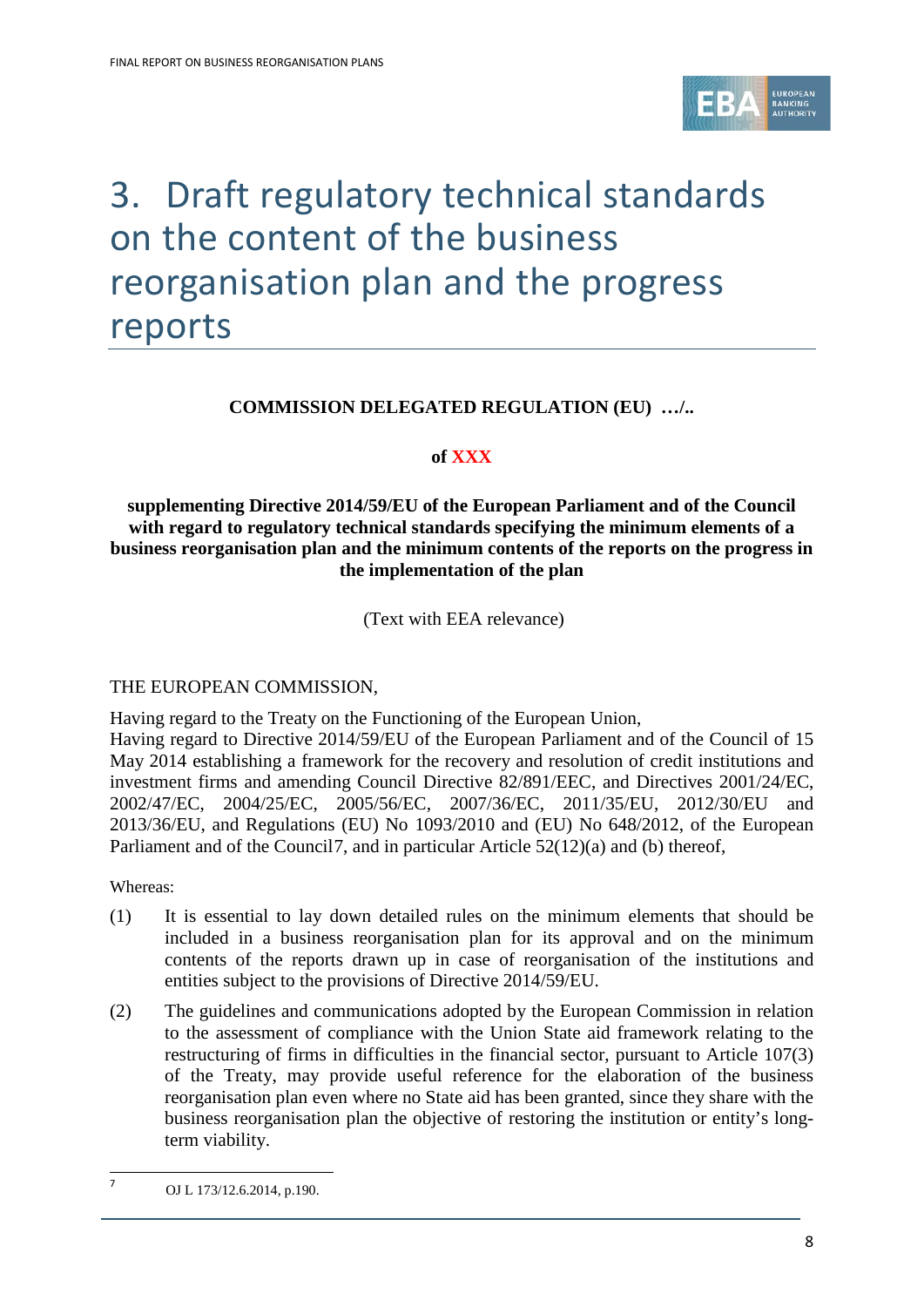# 3. Draft regulatory technical standards on the content of the business reorganisation plan and the progress reports

**COMMISSION DELEGATED REGULATION (EU) …/..**

**of XXX**

**supplementing Directive 2014/59/EU of the European Parliament and of the Council with regard to regulatory technical standards specifying the minimum elements of a business reorganisation plan and the minimum contents of the reports on the progress in the implementation of the plan**

(Text with EEA relevance)

THE EUROPEAN COMMISSION,

Having regard to the Treaty on the Functioning of the European Union,

Having regard to Directive 2014/59/EU of the European Parliament and of the Council of 15 May 2014 establishing a framework for the recovery and resolution of credit institutions and investment firms and amending Council Directive 82/891/EEC, and Directives 2001/24/EC, 2002/47/EC, 2004/25/EC, 2005/56/EC, 2007/36/EC, 2011/35/EU, 2012/30/EU and 2013/36/EU, and Regulations (EU) No 1093/2010 and (EU) No 648/2012, of the European Parliament and of the Council[7], and in particular Article 52(12)(a) and (b) thereof,

Whereas:

(1) It is essential to lay down detailed rules on the minimum elements that should be included in a business reorganisation plan for its approval and on the minimum contents of the reports drawn up in case of reorganisation of the institutions and entities subject to the provisions of Directive 2014/59/EU.

(2) The guidelines and communications adopted by the European Commission in relation to the assessment of compliance with the Union State aid framework relating to the restructuring of firms in difficulties in the financial sector, pursuant to Article 107(3) of the Treaty, may provide useful reference for the elaboration of the business reorganisation plan even where no State aid has been granted, since they share with the business reorganisation plan the objective of restoring the institution or entity's long-term viability.

[7] OJ L 173/12.6.2014, p.190.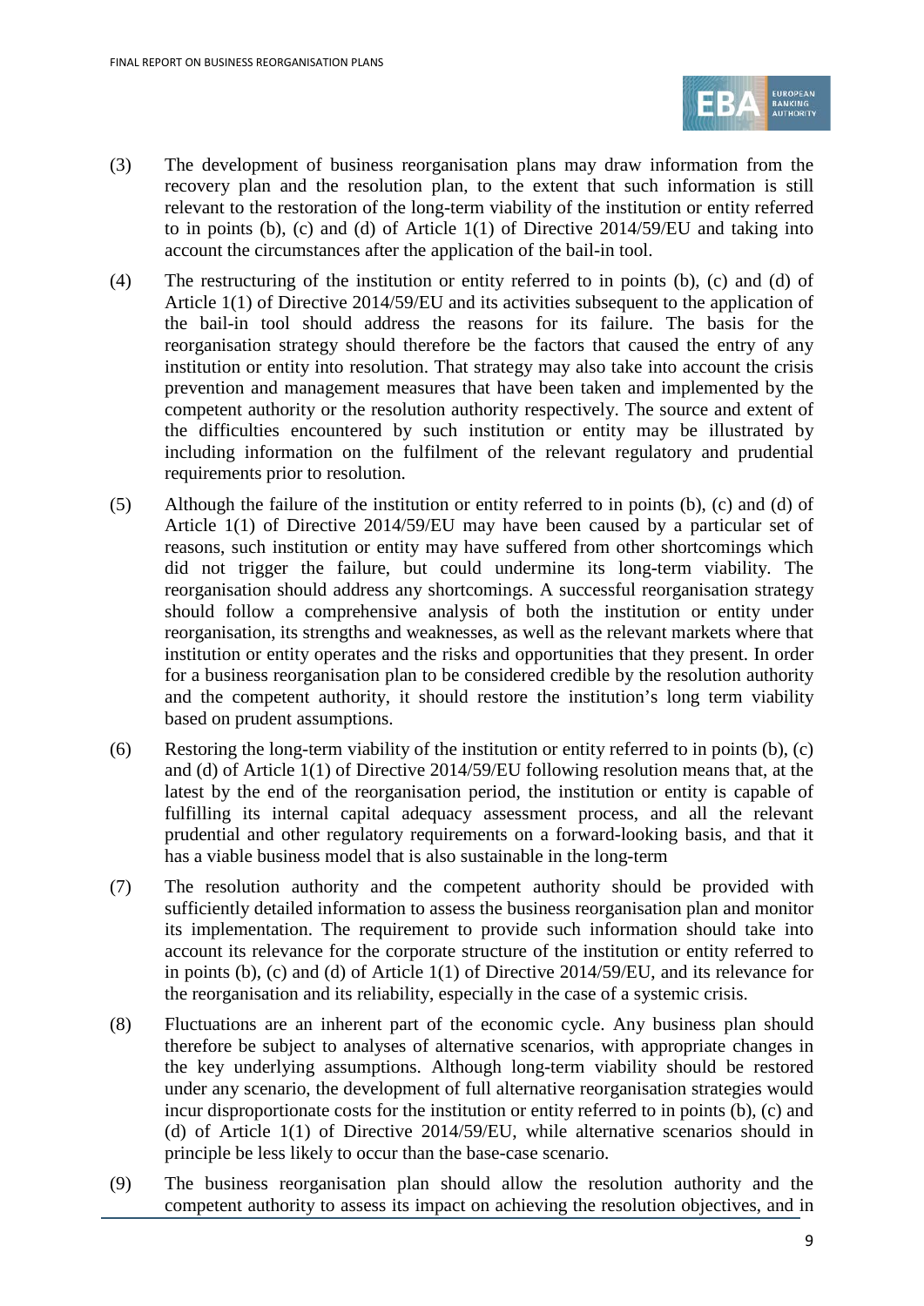(3) The development of business reorganisation plans may draw information from the recovery plan and the resolution plan, to the extent that such information is still relevant to the restoration of the long-term viability of the institution or entity referred to in points (b), (c) and (d) of Article 1(1) of Directive 2014/59/EU and taking into account the circumstances after the application of the bail-in tool.

(4) The restructuring of the institution or entity referred to in points (b), (c) and (d) of Article 1(1) of Directive 2014/59/EU and its activities subsequent to the application of the bail-in tool should address the reasons for its failure. The basis for the reorganisation strategy should therefore be the factors that caused the entry of any institution or entity into resolution. That strategy may also take into account the crisis prevention and management measures that have been taken and implemented by the competent authority or the resolution authority respectively. The source and extent of the difficulties encountered by such institution or entity may be illustrated by including information on the fulfilment of the relevant regulatory and prudential requirements prior to resolution.

(5) Although the failure of the institution or entity referred to in points (b), (c) and (d) of Article 1(1) of Directive 2014/59/EU may have been caused by a particular set of reasons, such institution or entity may have suffered from other shortcomings which did not trigger the failure, but could undermine its long-term viability. The reorganisation should address any shortcomings. A successful reorganisation strategy should follow a comprehensive analysis of both the institution or entity under reorganisation, its strengths and weaknesses, as well as the relevant markets where that institution or entity operates and the risks and opportunities that they present. In order for a business reorganisation plan to be considered credible by the resolution authority and the competent authority, it should restore the institution's long term viability based on prudent assumptions.

(6) Restoring the long-term viability of the institution or entity referred to in points (b), (c) and (d) of Article 1(1) of Directive 2014/59/EU following resolution means that, at the latest by the end of the reorganisation period, the institution or entity is capable of fulfilling its internal capital adequacy assessment process, and all the relevant prudential and other regulatory requirements on a forward-looking basis, and that it has a viable business model that is also sustainable in the long-term

(7) The resolution authority and the competent authority should be provided with sufficiently detailed information to assess the business reorganisation plan and monitor its implementation. The requirement to provide such information should take into account its relevance for the corporate structure of the institution or entity referred to in points (b), (c) and (d) of Article 1(1) of Directive 2014/59/EU, and its relevance for the reorganisation and its reliability, especially in the case of a systemic crisis.

(8) Fluctuations are an inherent part of the economic cycle. Any business plan should therefore be subject to analyses of alternative scenarios, with appropriate changes in the key underlying assumptions. Although long-term viability should be restored under any scenario, the development of full alternative reorganisation strategies would incur disproportionate costs for the institution or entity referred to in points (b), (c) and (d) of Article 1(1) of Directive 2014/59/EU, while alternative scenarios should in principle be less likely to occur than the base-case scenario.

(9) The business reorganisation plan should allow the resolution authority and the competent authority to assess its impact on achieving the resolution objectives, and in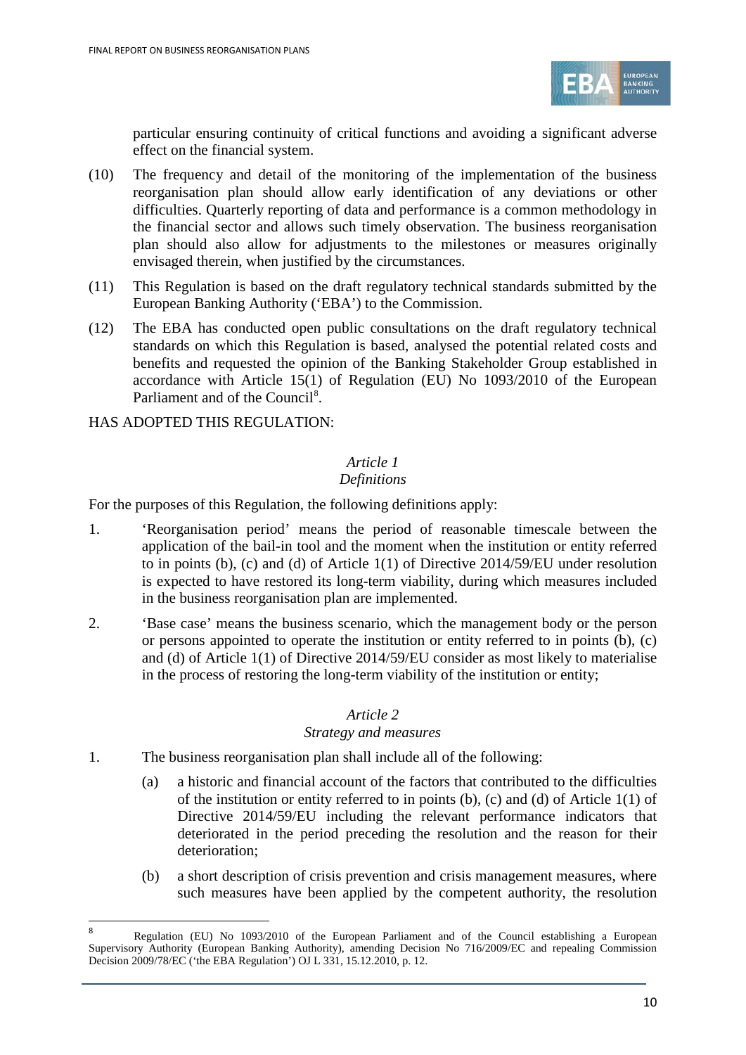particular ensuring continuity of critical functions and avoiding a significant adverse effect on the financial system.

(10) The frequency and detail of the monitoring of the implementation of the business reorganisation plan should allow early identification of any deviations or other difficulties. Quarterly reporting of data and performance is a common methodology in the financial sector and allows such timely observation. The business reorganisation plan should also allow for adjustments to the milestones or measures originally envisaged therein, when justified by the circumstances.

(11) This Regulation is based on the draft regulatory technical standards submitted by the European Banking Authority ('EBA') to the Commission.

(12) The EBA has conducted open public consultations on the draft regulatory technical standards on which this Regulation is based, analysed the potential related costs and benefits and requested the opinion of the Banking Stakeholder Group established in accordance with Article 15(1) of Regulation (EU) No 1093/2010 of the European Parliament and of the Council[8].

HAS ADOPTED THIS REGULATION:

*Article 1*
*Definitions*

For the purposes of this Regulation, the following definitions apply:

1. 'Reorganisation period' means the period of reasonable timescale between the application of the bail-in tool and the moment when the institution or entity referred to in points (b), (c) and (d) of Article 1(1) of Directive 2014/59/EU under resolution is expected to have restored its long-term viability, during which measures included in the business reorganisation plan are implemented.

2. 'Base case' means the business scenario, which the management body or the person or persons appointed to operate the institution or entity referred to in points (b), (c) and (d) of Article 1(1) of Directive 2014/59/EU consider as most likely to materialise in the process of restoring the long-term viability of the institution or entity;

*Article 2*
*Strategy and measures*

1. The business reorganisation plan shall include all of the following:

   (a) a historic and financial account of the factors that contributed to the difficulties of the institution or entity referred to in points (b), (c) and (d) of Article 1(1) of Directive 2014/59/EU including the relevant performance indicators that deteriorated in the period preceding the resolution and the reason for their deterioration;

   (b) a short description of crisis prevention and crisis management measures, where such measures have been applied by the competent authority, the resolution

---

[8] Regulation (EU) No 1093/2010 of the European Parliament and of the Council establishing a European Supervisory Authority (European Banking Authority), amending Decision No 716/2009/EC and repealing Commission Decision 2009/78/EC ('the EBA Regulation') OJ L 331, 15.12.2010, p. 12.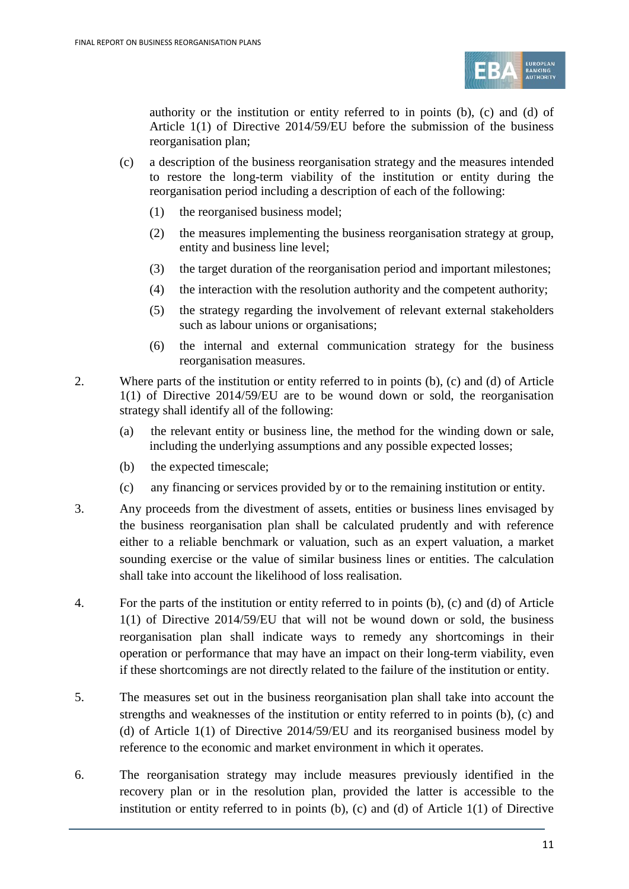authority or the institution or entity referred to in points (b), (c) and (d) of Article 1(1) of Directive 2014/59/EU before the submission of the business reorganisation plan;

(c) a description of the business reorganisation strategy and the measures intended to restore the long-term viability of the institution or entity during the reorganisation period including a description of each of the following:

(1) the reorganised business model;

(2) the measures implementing the business reorganisation strategy at group, entity and business line level;

(3) the target duration of the reorganisation period and important milestones;

(4) the interaction with the resolution authority and the competent authority;

(5) the strategy regarding the involvement of relevant external stakeholders such as labour unions or organisations;

(6) the internal and external communication strategy for the business reorganisation measures.

2. Where parts of the institution or entity referred to in points (b), (c) and (d) of Article 1(1) of Directive 2014/59/EU are to be wound down or sold, the reorganisation strategy shall identify all of the following:

(a) the relevant entity or business line, the method for the winding down or sale, including the underlying assumptions and any possible expected losses;

(b) the expected timescale;

(c) any financing or services provided by or to the remaining institution or entity.

3. Any proceeds from the divestment of assets, entities or business lines envisaged by the business reorganisation plan shall be calculated prudently and with reference either to a reliable benchmark or valuation, such as an expert valuation, a market sounding exercise or the value of similar business lines or entities. The calculation shall take into account the likelihood of loss realisation.

4. For the parts of the institution or entity referred to in points (b), (c) and (d) of Article 1(1) of Directive 2014/59/EU that will not be wound down or sold, the business reorganisation plan shall indicate ways to remedy any shortcomings in their operation or performance that may have an impact on their long-term viability, even if these shortcomings are not directly related to the failure of the institution or entity.

5. The measures set out in the business reorganisation plan shall take into account the strengths and weaknesses of the institution or entity referred to in points (b), (c) and (d) of Article 1(1) of Directive 2014/59/EU and its reorganised business model by reference to the economic and market environment in which it operates.

6. The reorganisation strategy may include measures previously identified in the recovery plan or in the resolution plan, provided the latter is accessible to the institution or entity referred to in points (b), (c) and (d) of Article 1(1) of Directive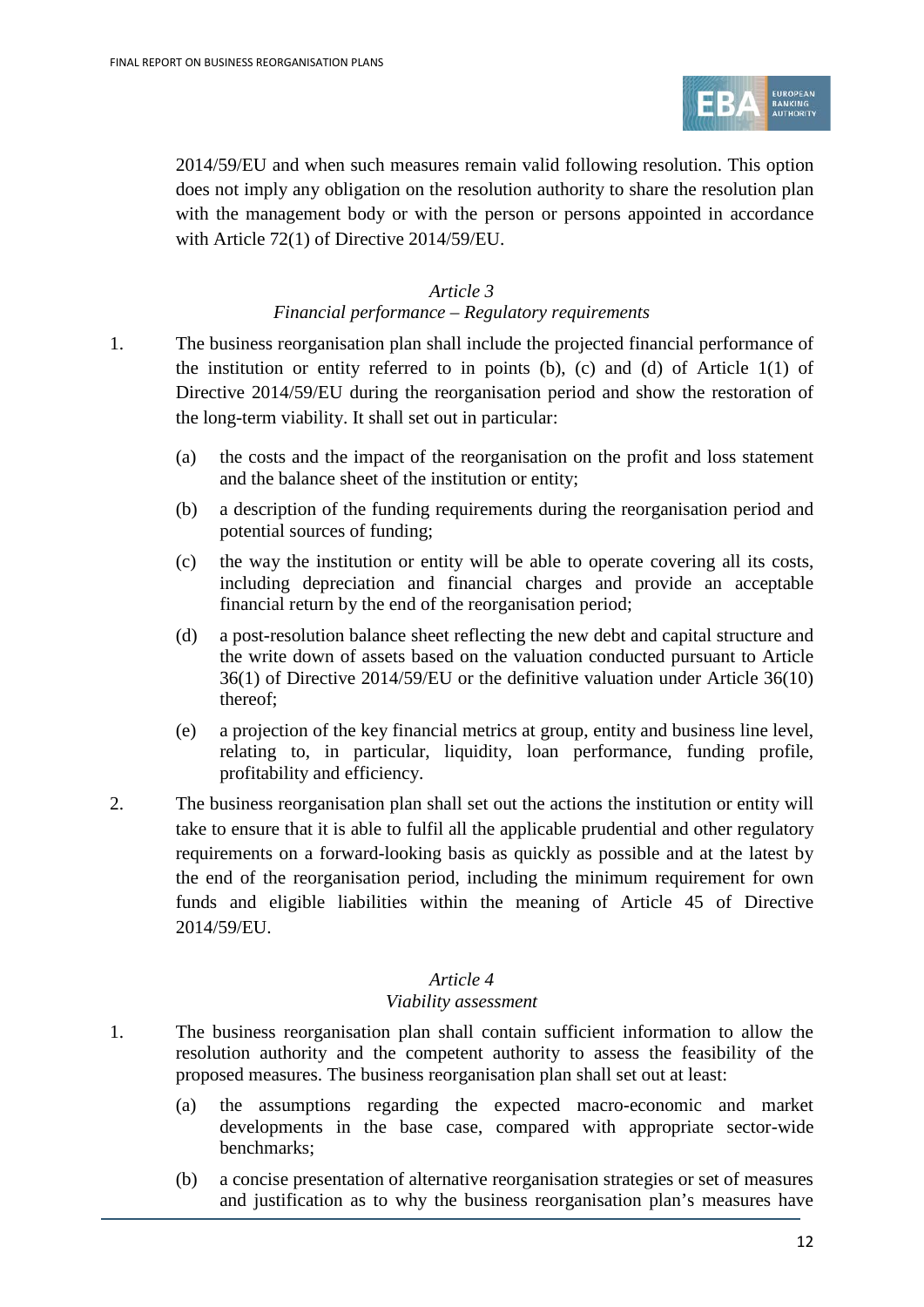2014/59/EU and when such measures remain valid following resolution. This option does not imply any obligation on the resolution authority to share the resolution plan with the management body or with the person or persons appointed in accordance with Article 72(1) of Directive 2014/59/EU.

*Article 3*

*Financial performance – Regulatory requirements*

1. The business reorganisation plan shall include the projected financial performance of the institution or entity referred to in points (b), (c) and (d) of Article 1(1) of Directive 2014/59/EU during the reorganisation period and show the restoration of the long-term viability. It shall set out in particular:

   (a) the costs and the impact of the reorganisation on the profit and loss statement and the balance sheet of the institution or entity;

   (b) a description of the funding requirements during the reorganisation period and potential sources of funding;

   (c) the way the institution or entity will be able to operate covering all its costs, including depreciation and financial charges and provide an acceptable financial return by the end of the reorganisation period;

   (d) a post-resolution balance sheet reflecting the new debt and capital structure and the write down of assets based on the valuation conducted pursuant to Article 36(1) of Directive 2014/59/EU or the definitive valuation under Article 36(10) thereof;

   (e) a projection of the key financial metrics at group, entity and business line level, relating to, in particular, liquidity, loan performance, funding profile, profitability and efficiency.

2. The business reorganisation plan shall set out the actions the institution or entity will take to ensure that it is able to fulfil all the applicable prudential and other regulatory requirements on a forward-looking basis as quickly as possible and at the latest by the end of the reorganisation period, including the minimum requirement for own funds and eligible liabilities within the meaning of Article 45 of Directive 2014/59/EU.

*Article 4*

*Viability assessment*

1. The business reorganisation plan shall contain sufficient information to allow the resolution authority and the competent authority to assess the feasibility of the proposed measures. The business reorganisation plan shall set out at least:

   (a) the assumptions regarding the expected macro-economic and market developments in the base case, compared with appropriate sector-wide benchmarks;

   (b) a concise presentation of alternative reorganisation strategies or set of measures and justification as to why the business reorganisation plan's measures have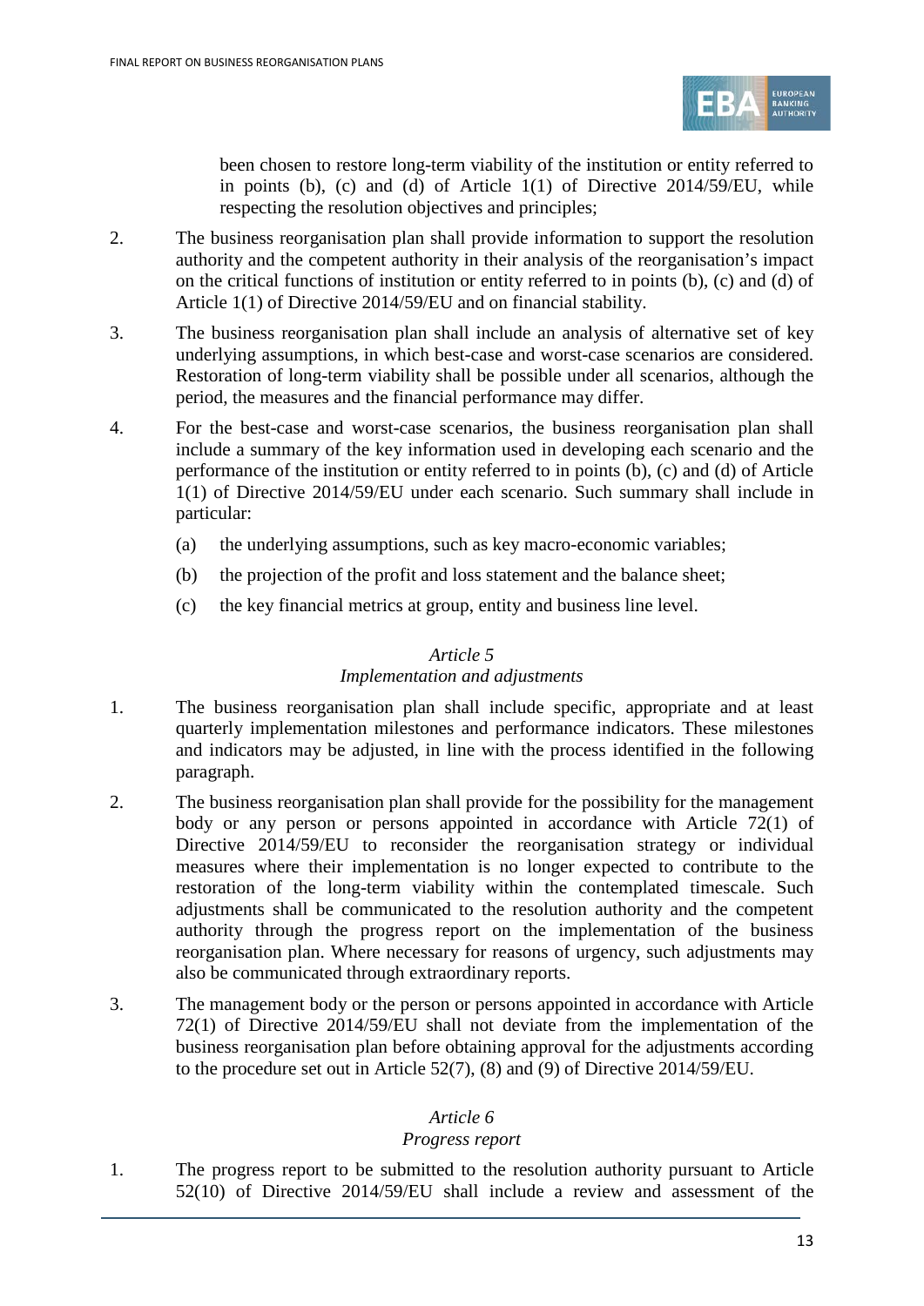been chosen to restore long-term viability of the institution or entity referred to in points (b), (c) and (d) of Article 1(1) of Directive 2014/59/EU, while respecting the resolution objectives and principles;

2. The business reorganisation plan shall provide information to support the resolution authority and the competent authority in their analysis of the reorganisation's impact on the critical functions of institution or entity referred to in points (b), (c) and (d) of Article 1(1) of Directive 2014/59/EU and on financial stability.

3. The business reorganisation plan shall include an analysis of alternative set of key underlying assumptions, in which best-case and worst-case scenarios are considered. Restoration of long-term viability shall be possible under all scenarios, although the period, the measures and the financial performance may differ.

4. For the best-case and worst-case scenarios, the business reorganisation plan shall include a summary of the key information used in developing each scenario and the performance of the institution or entity referred to in points (b), (c) and (d) of Article 1(1) of Directive 2014/59/EU under each scenario. Such summary shall include in particular:

   (a) the underlying assumptions, such as key macro-economic variables;

   (b) the projection of the profit and loss statement and the balance sheet;

   (c) the key financial metrics at group, entity and business line level.

*Article 5*

*Implementation and adjustments*

1. The business reorganisation plan shall include specific, appropriate and at least quarterly implementation milestones and performance indicators. These milestones and indicators may be adjusted, in line with the process identified in the following paragraph.

2. The business reorganisation plan shall provide for the possibility for the management body or any person or persons appointed in accordance with Article 72(1) of Directive 2014/59/EU to reconsider the reorganisation strategy or individual measures where their implementation is no longer expected to contribute to the restoration of the long-term viability within the contemplated timescale. Such adjustments shall be communicated to the resolution authority and the competent authority through the progress report on the implementation of the business reorganisation plan. Where necessary for reasons of urgency, such adjustments may also be communicated through extraordinary reports.

3. The management body or the person or persons appointed in accordance with Article 72(1) of Directive 2014/59/EU shall not deviate from the implementation of the business reorganisation plan before obtaining approval for the adjustments according to the procedure set out in Article 52(7), (8) and (9) of Directive 2014/59/EU.

*Article 6*

*Progress report*

1. The progress report to be submitted to the resolution authority pursuant to Article 52(10) of Directive 2014/59/EU shall include a review and assessment of the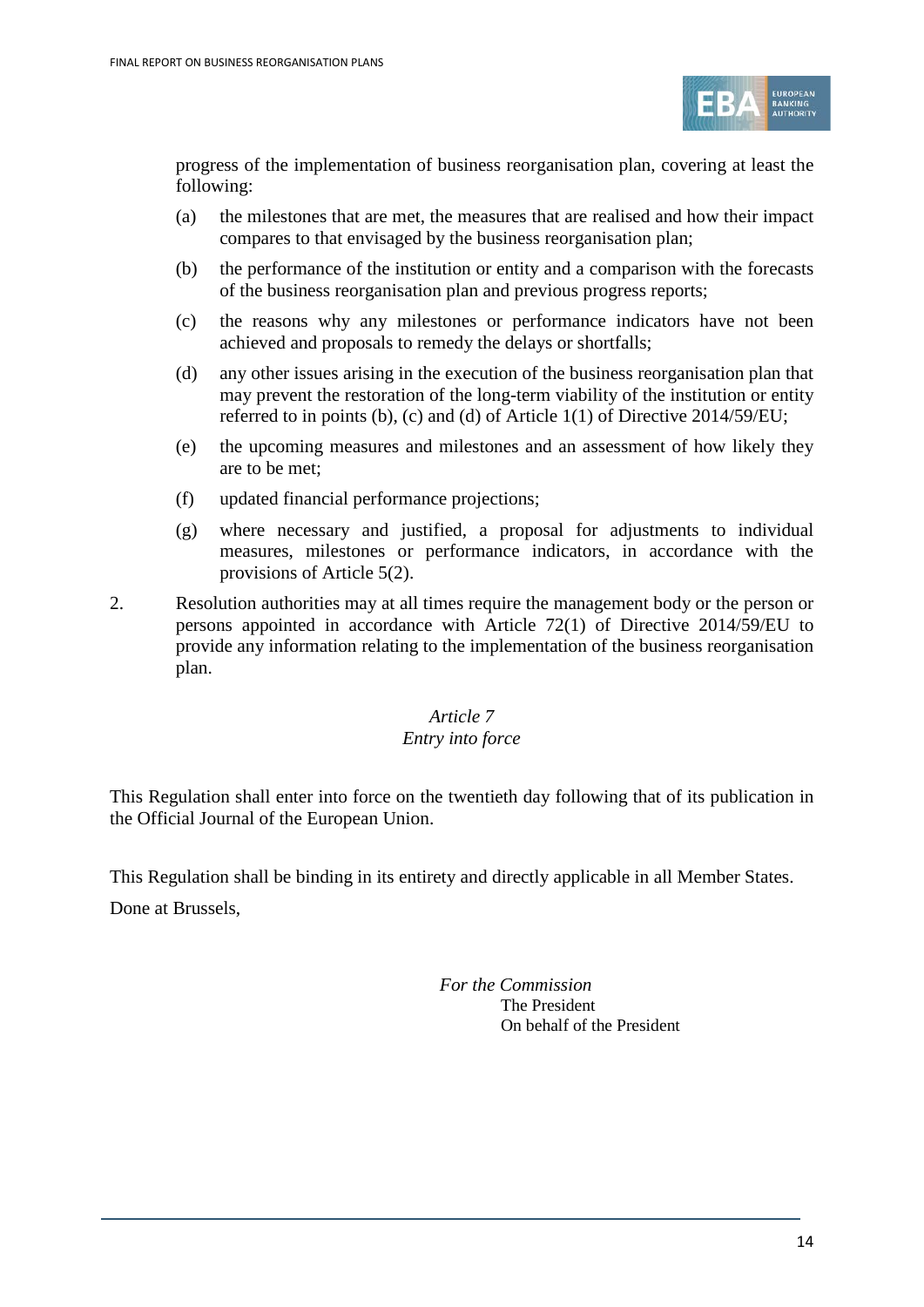progress of the implementation of business reorganisation plan, covering at least the following:

(a) the milestones that are met, the measures that are realised and how their impact compares to that envisaged by the business reorganisation plan;

(b) the performance of the institution or entity and a comparison with the forecasts of the business reorganisation plan and previous progress reports;

(c) the reasons why any milestones or performance indicators have not been achieved and proposals to remedy the delays or shortfalls;

(d) any other issues arising in the execution of the business reorganisation plan that may prevent the restoration of the long-term viability of the institution or entity referred to in points (b), (c) and (d) of Article 1(1) of Directive 2014/59/EU;

(e) the upcoming measures and milestones and an assessment of how likely they are to be met;

(f) updated financial performance projections;

(g) where necessary and justified, a proposal for adjustments to individual measures, milestones or performance indicators, in accordance with the provisions of Article 5(2).

2. Resolution authorities may at all times require the management body or the person or persons appointed in accordance with Article 72(1) of Directive 2014/59/EU to provide any information relating to the implementation of the business reorganisation plan.

*Article 7*
*Entry into force*

This Regulation shall enter into force on the twentieth day following that of its publication in the Official Journal of the European Union.

This Regulation shall be binding in its entirety and directly applicable in all Member States.

Done at Brussels,

*For the Commission*
The President
On behalf of the President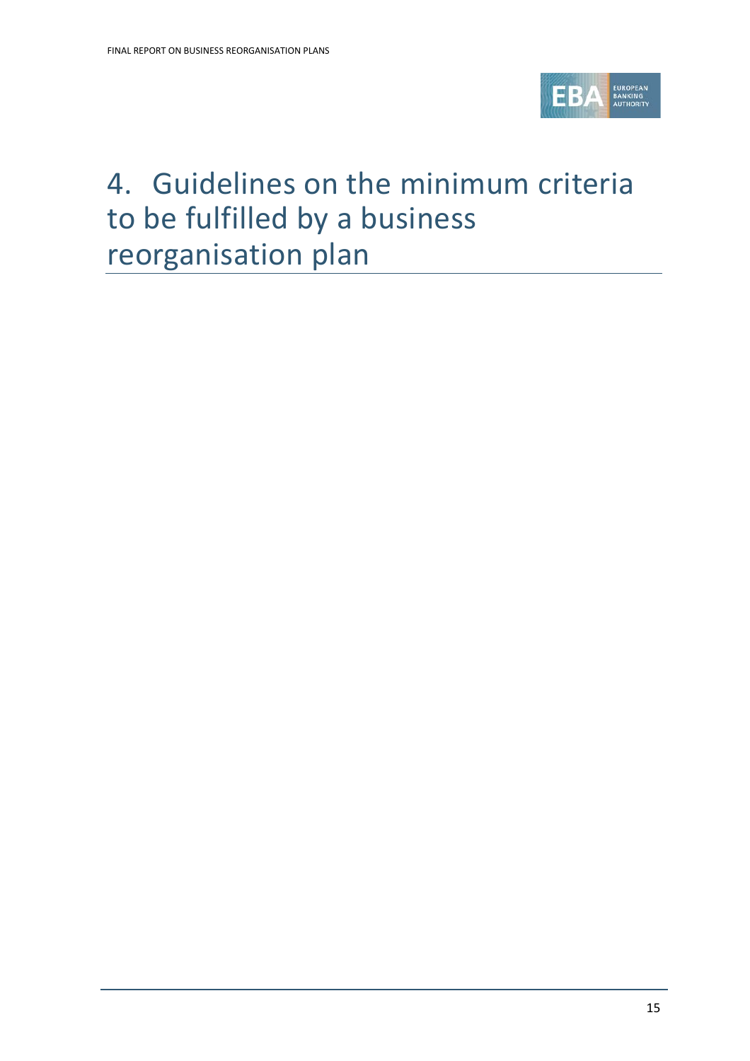# 4. Guidelines on the minimum criteria to be fulfilled by a business reorganisation plan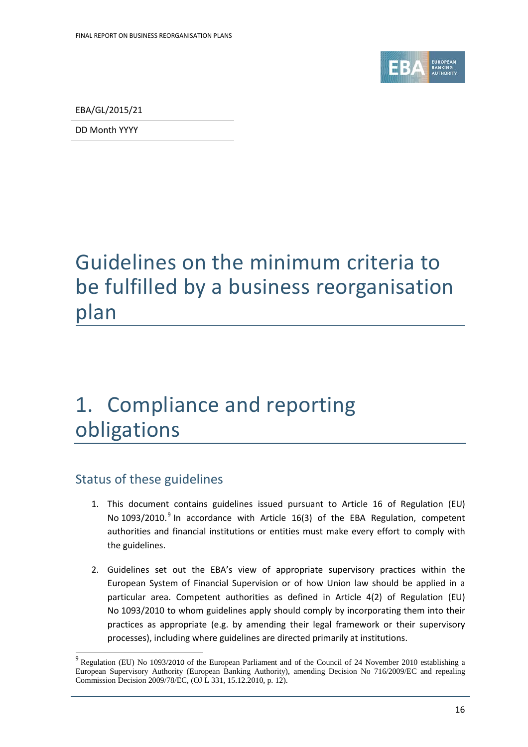EBA/GL/2015/21

DD Month YYYY

# Guidelines on the minimum criteria to be fulfilled by a business reorganisation plan

# 1. Compliance and reporting obligations

## Status of these guidelines

1. This document contains guidelines issued pursuant to Article 16 of Regulation (EU) No 1093/2010.[9] In accordance with Article 16(3) of the EBA Regulation, competent authorities and financial institutions or entities must make every effort to comply with the guidelines.

2. Guidelines set out the EBA's view of appropriate supervisory practices within the European System of Financial Supervision or of how Union law should be applied in a particular area. Competent authorities as defined in Article 4(2) of Regulation (EU) No 1093/2010 to whom guidelines apply should comply by incorporating them into their practices as appropriate (e.g. by amending their legal framework or their supervisory processes), including where guidelines are directed primarily at institutions.

[9] Regulation (EU) No 1093/2010 of the European Parliament and of the Council of 24 November 2010 establishing a European Supervisory Authority (European Banking Authority), amending Decision No 716/2009/EC and repealing Commission Decision 2009/78/EC, (OJ L 331, 15.12.2010, p. 12).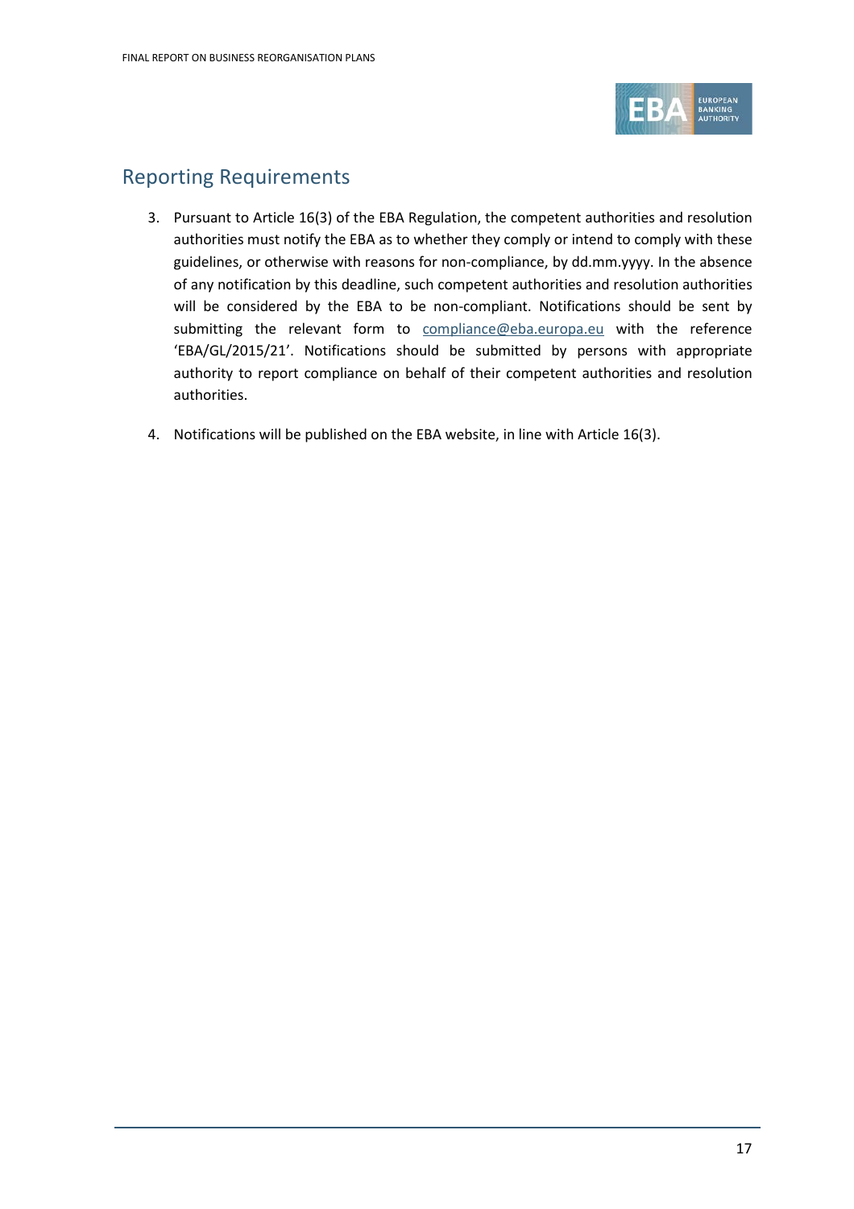## Reporting Requirements

3. Pursuant to Article 16(3) of the EBA Regulation, the competent authorities and resolution authorities must notify the EBA as to whether they comply or intend to comply with these guidelines, or otherwise with reasons for non-compliance, by dd.mm.yyyy. In the absence of any notification by this deadline, such competent authorities and resolution authorities will be considered by the EBA to be non-compliant. Notifications should be sent by submitting the relevant form to compliance@eba.europa.eu with the reference 'EBA/GL/2015/21'. Notifications should be submitted by persons with appropriate authority to report compliance on behalf of their competent authorities and resolution authorities.

4. Notifications will be published on the EBA website, in line with Article 16(3).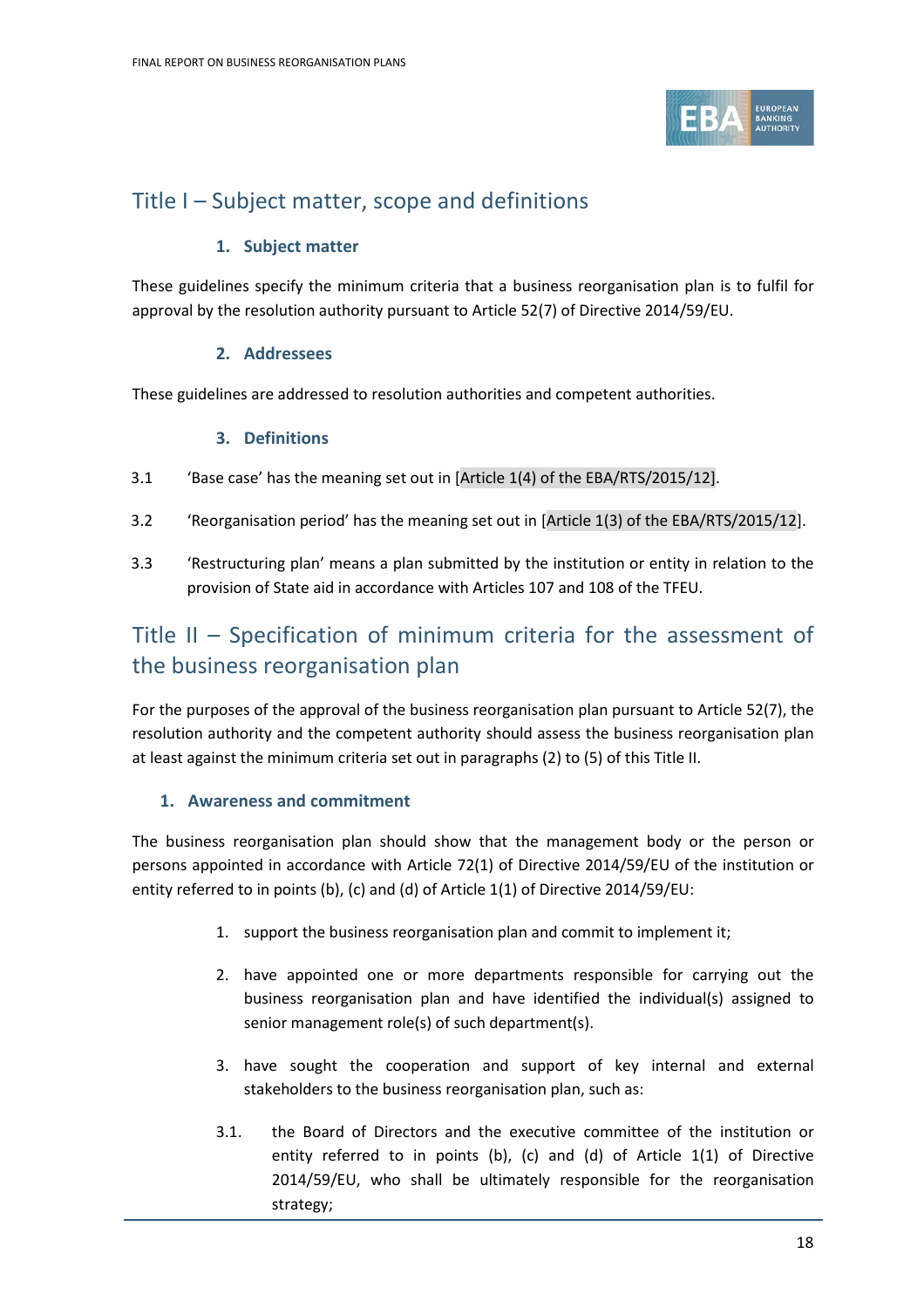## Title I – Subject matter, scope and definitions

### 1. Subject matter

These guidelines specify the minimum criteria that a business reorganisation plan is to fulfil for approval by the resolution authority pursuant to Article 52(7) of Directive 2014/59/EU.

### 2. Addressees

These guidelines are addressed to resolution authorities and competent authorities.

### 3. Definitions

3.1 'Base case' has the meaning set out in [Article 1(4) of the EBA/RTS/2015/12].

3.2 'Reorganisation period' has the meaning set out in [Article 1(3) of the EBA/RTS/2015/12].

3.3 'Restructuring plan' means a plan submitted by the institution or entity in relation to the provision of State aid in accordance with Articles 107 and 108 of the TFEU.

## Title II – Specification of minimum criteria for the assessment of the business reorganisation plan

For the purposes of the approval of the business reorganisation plan pursuant to Article 52(7), the resolution authority and the competent authority should assess the business reorganisation plan at least against the minimum criteria set out in paragraphs (2) to (5) of this Title II.

### 1. Awareness and commitment

The business reorganisation plan should show that the management body or the person or persons appointed in accordance with Article 72(1) of Directive 2014/59/EU of the institution or entity referred to in points (b), (c) and (d) of Article 1(1) of Directive 2014/59/EU:

1. support the business reorganisation plan and commit to implement it;

2. have appointed one or more departments responsible for carrying out the business reorganisation plan and have identified the individual(s) assigned to senior management role(s) of such department(s).

3. have sought the cooperation and support of key internal and external stakeholders to the business reorganisation plan, such as:

3.1. the Board of Directors and the executive committee of the institution or entity referred to in points (b), (c) and (d) of Article 1(1) of Directive 2014/59/EU, who shall be ultimately responsible for the reorganisation strategy;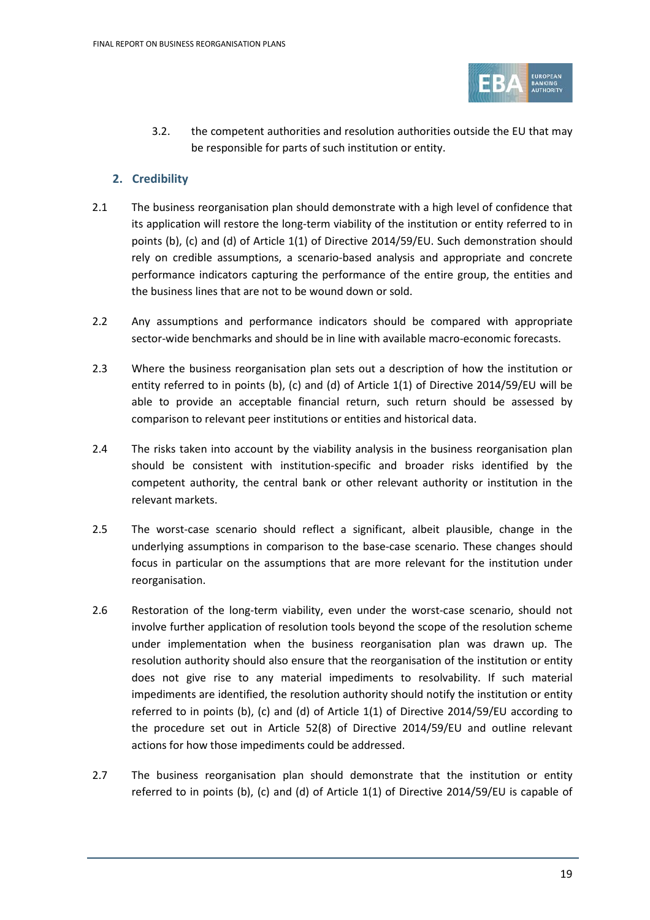3.2. the competent authorities and resolution authorities outside the EU that may be responsible for parts of such institution or entity.

## 2. Credibility

2.1 The business reorganisation plan should demonstrate with a high level of confidence that its application will restore the long-term viability of the institution or entity referred to in points (b), (c) and (d) of Article 1(1) of Directive 2014/59/EU. Such demonstration should rely on credible assumptions, a scenario-based analysis and appropriate and concrete performance indicators capturing the performance of the entire group, the entities and the business lines that are not to be wound down or sold.

2.2 Any assumptions and performance indicators should be compared with appropriate sector-wide benchmarks and should be in line with available macro-economic forecasts.

2.3 Where the business reorganisation plan sets out a description of how the institution or entity referred to in points (b), (c) and (d) of Article 1(1) of Directive 2014/59/EU will be able to provide an acceptable financial return, such return should be assessed by comparison to relevant peer institutions or entities and historical data.

2.4 The risks taken into account by the viability analysis in the business reorganisation plan should be consistent with institution-specific and broader risks identified by the competent authority, the central bank or other relevant authority or institution in the relevant markets.

2.5 The worst-case scenario should reflect a significant, albeit plausible, change in the underlying assumptions in comparison to the base-case scenario. These changes should focus in particular on the assumptions that are more relevant for the institution under reorganisation.

2.6 Restoration of the long-term viability, even under the worst-case scenario, should not involve further application of resolution tools beyond the scope of the resolution scheme under implementation when the business reorganisation plan was drawn up. The resolution authority should also ensure that the reorganisation of the institution or entity does not give rise to any material impediments to resolvability. If such material impediments are identified, the resolution authority should notify the institution or entity referred to in points (b), (c) and (d) of Article 1(1) of Directive 2014/59/EU according to the procedure set out in Article 52(8) of Directive 2014/59/EU and outline relevant actions for how those impediments could be addressed.

2.7 The business reorganisation plan should demonstrate that the institution or entity referred to in points (b), (c) and (d) of Article 1(1) of Directive 2014/59/EU is capable of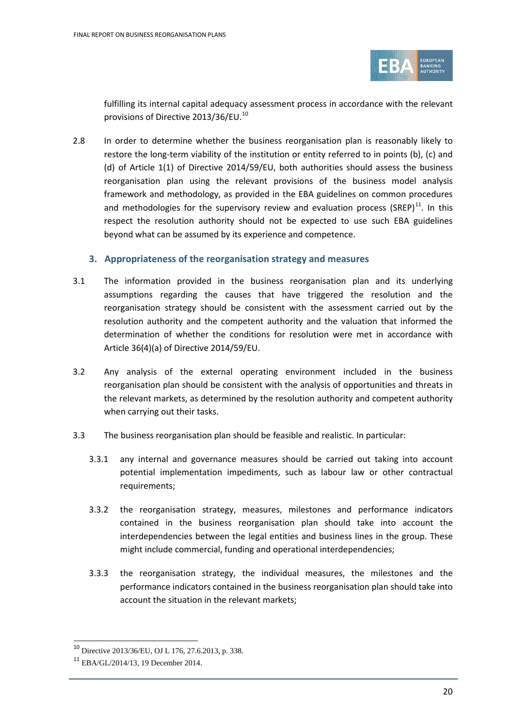fulfilling its internal capital adequacy assessment process in accordance with the relevant provisions of Directive 2013/36/EU.[10]

2.8 In order to determine whether the business reorganisation plan is reasonably likely to restore the long-term viability of the institution or entity referred to in points (b), (c) and (d) of Article 1(1) of Directive 2014/59/EU, both authorities should assess the business reorganisation plan using the relevant provisions of the business model analysis framework and methodology, as provided in the EBA guidelines on common procedures and methodologies for the supervisory review and evaluation process (SREP)[11]. In this respect the resolution authority should not be expected to use such EBA guidelines beyond what can be assumed by its experience and competence.

### 3. Appropriateness of the reorganisation strategy and measures

3.1 The information provided in the business reorganisation plan and its underlying assumptions regarding the causes that have triggered the resolution and the reorganisation strategy should be consistent with the assessment carried out by the resolution authority and the competent authority and the valuation that informed the determination of whether the conditions for resolution were met in accordance with Article 36(4)(a) of Directive 2014/59/EU.

3.2 Any analysis of the external operating environment included in the business reorganisation plan should be consistent with the analysis of opportunities and threats in the relevant markets, as determined by the resolution authority and competent authority when carrying out their tasks.

3.3 The business reorganisation plan should be feasible and realistic. In particular:

3.3.1 any internal and governance measures should be carried out taking into account potential implementation impediments, such as labour law or other contractual requirements;

3.3.2 the reorganisation strategy, measures, milestones and performance indicators contained in the business reorganisation plan should take into account the interdependencies between the legal entities and business lines in the group. These might include commercial, funding and operational interdependencies;

3.3.3 the reorganisation strategy, the individual measures, the milestones and the performance indicators contained in the business reorganisation plan should take into account the situation in the relevant markets;

---

[10] Directive 2013/36/EU, OJ L 176, 27.6.2013, p. 338.

[11] EBA/GL/2014/13, 19 December 2014.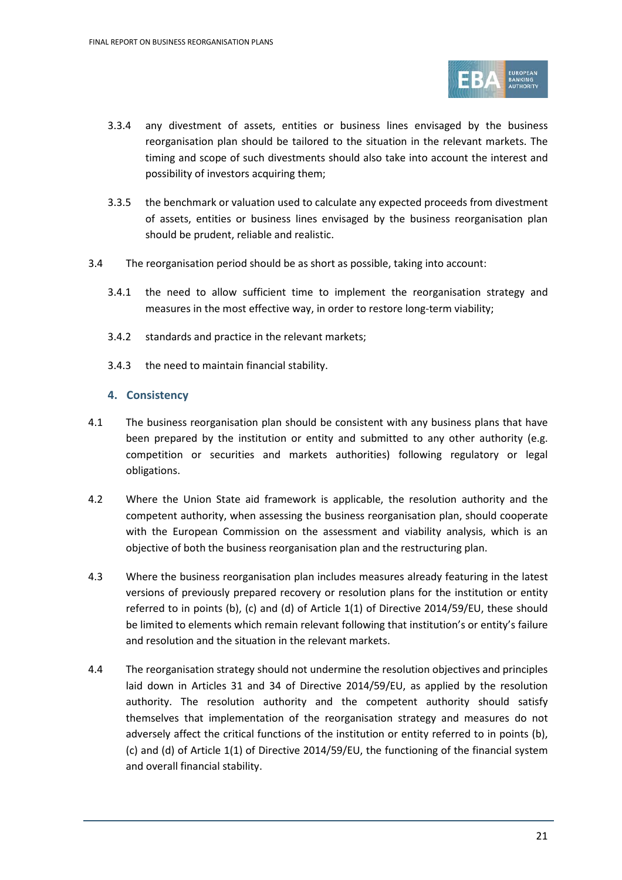3.3.4 any divestment of assets, entities or business lines envisaged by the business reorganisation plan should be tailored to the situation in the relevant markets. The timing and scope of such divestments should also take into account the interest and possibility of investors acquiring them;

3.3.5 the benchmark or valuation used to calculate any expected proceeds from divestment of assets, entities or business lines envisaged by the business reorganisation plan should be prudent, reliable and realistic.

3.4 The reorganisation period should be as short as possible, taking into account:

3.4.1 the need to allow sufficient time to implement the reorganisation strategy and measures in the most effective way, in order to restore long-term viability;

3.4.2 standards and practice in the relevant markets;

3.4.3 the need to maintain financial stability.

## 4. Consistency

4.1 The business reorganisation plan should be consistent with any business plans that have been prepared by the institution or entity and submitted to any other authority (e.g. competition or securities and markets authorities) following regulatory or legal obligations.

4.2 Where the Union State aid framework is applicable, the resolution authority and the competent authority, when assessing the business reorganisation plan, should cooperate with the European Commission on the assessment and viability analysis, which is an objective of both the business reorganisation plan and the restructuring plan.

4.3 Where the business reorganisation plan includes measures already featuring in the latest versions of previously prepared recovery or resolution plans for the institution or entity referred to in points (b), (c) and (d) of Article 1(1) of Directive 2014/59/EU, these should be limited to elements which remain relevant following that institution's or entity's failure and resolution and the situation in the relevant markets.

4.4 The reorganisation strategy should not undermine the resolution objectives and principles laid down in Articles 31 and 34 of Directive 2014/59/EU, as applied by the resolution authority. The resolution authority and the competent authority should satisfy themselves that implementation of the reorganisation strategy and measures do not adversely affect the critical functions of the institution or entity referred to in points (b), (c) and (d) of Article 1(1) of Directive 2014/59/EU, the functioning of the financial system and overall financial stability.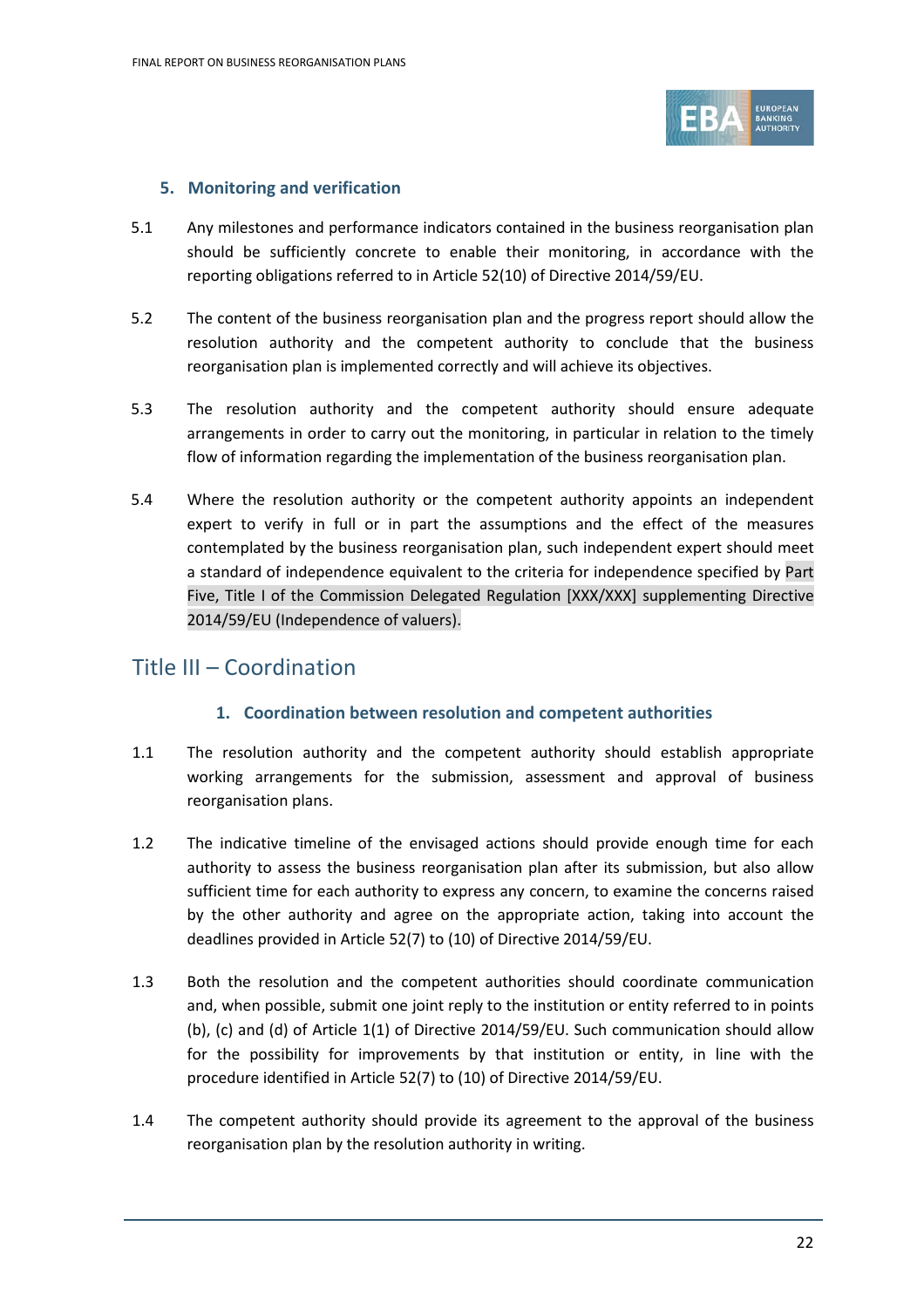### 5. Monitoring and verification

5.1 Any milestones and performance indicators contained in the business reorganisation plan should be sufficiently concrete to enable their monitoring, in accordance with the reporting obligations referred to in Article 52(10) of Directive 2014/59/EU.

5.2 The content of the business reorganisation plan and the progress report should allow the resolution authority and the competent authority to conclude that the business reorganisation plan is implemented correctly and will achieve its objectives.

5.3 The resolution authority and the competent authority should ensure adequate arrangements in order to carry out the monitoring, in particular in relation to the timely flow of information regarding the implementation of the business reorganisation plan.

5.4 Where the resolution authority or the competent authority appoints an independent expert to verify in full or in part the assumptions and the effect of the measures contemplated by the business reorganisation plan, such independent expert should meet a standard of independence equivalent to the criteria for independence specified by Part Five, Title I of the Commission Delegated Regulation [XXX/XXX] supplementing Directive 2014/59/EU (Independence of valuers).

## Title III – Coordination

### 1. Coordination between resolution and competent authorities

1.1 The resolution authority and the competent authority should establish appropriate working arrangements for the submission, assessment and approval of business reorganisation plans.

1.2 The indicative timeline of the envisaged actions should provide enough time for each authority to assess the business reorganisation plan after its submission, but also allow sufficient time for each authority to express any concern, to examine the concerns raised by the other authority and agree on the appropriate action, taking into account the deadlines provided in Article 52(7) to (10) of Directive 2014/59/EU.

1.3 Both the resolution and the competent authorities should coordinate communication and, when possible, submit one joint reply to the institution or entity referred to in points (b), (c) and (d) of Article 1(1) of Directive 2014/59/EU. Such communication should allow for the possibility for improvements by that institution or entity, in line with the procedure identified in Article 52(7) to (10) of Directive 2014/59/EU.

1.4 The competent authority should provide its agreement to the approval of the business reorganisation plan by the resolution authority in writing.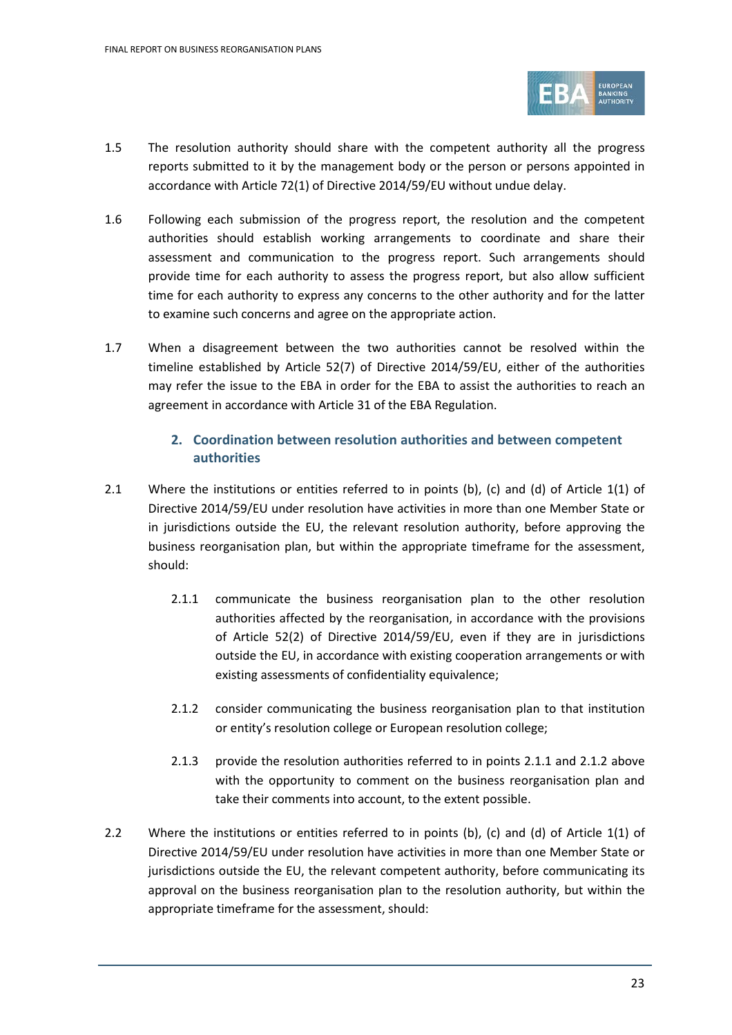1.5 The resolution authority should share with the competent authority all the progress reports submitted to it by the management body or the person or persons appointed in accordance with Article 72(1) of Directive 2014/59/EU without undue delay.

1.6 Following each submission of the progress report, the resolution and the competent authorities should establish working arrangements to coordinate and share their assessment and communication to the progress report. Such arrangements should provide time for each authority to assess the progress report, but also allow sufficient time for each authority to express any concerns to the other authority and for the latter to examine such concerns and agree on the appropriate action.

1.7 When a disagreement between the two authorities cannot be resolved within the timeline established by Article 52(7) of Directive 2014/59/EU, either of the authorities may refer the issue to the EBA in order for the EBA to assist the authorities to reach an agreement in accordance with Article 31 of the EBA Regulation.

## 2. Coordination between resolution authorities and between competent authorities

2.1 Where the institutions or entities referred to in points (b), (c) and (d) of Article 1(1) of Directive 2014/59/EU under resolution have activities in more than one Member State or in jurisdictions outside the EU, the relevant resolution authority, before approving the business reorganisation plan, but within the appropriate timeframe for the assessment, should:

2.1.1 communicate the business reorganisation plan to the other resolution authorities affected by the reorganisation, in accordance with the provisions of Article 52(2) of Directive 2014/59/EU, even if they are in jurisdictions outside the EU, in accordance with existing cooperation arrangements or with existing assessments of confidentiality equivalence;

2.1.2 consider communicating the business reorganisation plan to that institution or entity's resolution college or European resolution college;

2.1.3 provide the resolution authorities referred to in points 2.1.1 and 2.1.2 above with the opportunity to comment on the business reorganisation plan and take their comments into account, to the extent possible.

2.2 Where the institutions or entities referred to in points (b), (c) and (d) of Article 1(1) of Directive 2014/59/EU under resolution have activities in more than one Member State or jurisdictions outside the EU, the relevant competent authority, before communicating its approval on the business reorganisation plan to the resolution authority, but within the appropriate timeframe for the assessment, should: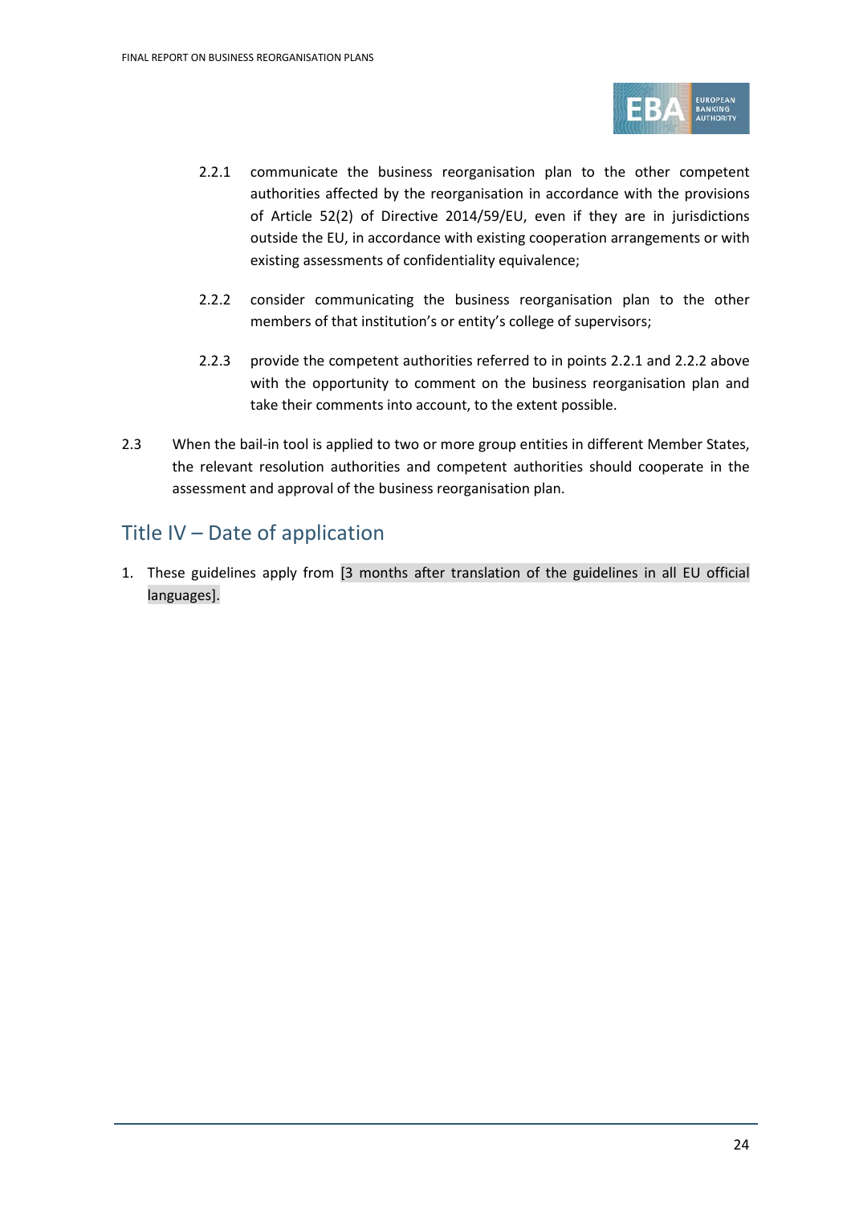2.2.1 communicate the business reorganisation plan to the other competent authorities affected by the reorganisation in accordance with the provisions of Article 52(2) of Directive 2014/59/EU, even if they are in jurisdictions outside the EU, in accordance with existing cooperation arrangements or with existing assessments of confidentiality equivalence;

2.2.2 consider communicating the business reorganisation plan to the other members of that institution's or entity's college of supervisors;

2.2.3 provide the competent authorities referred to in points 2.2.1 and 2.2.2 above with the opportunity to comment on the business reorganisation plan and take their comments into account, to the extent possible.

2.3 When the bail-in tool is applied to two or more group entities in different Member States, the relevant resolution authorities and competent authorities should cooperate in the assessment and approval of the business reorganisation plan.

## Title IV – Date of application

1. These guidelines apply from [3 months after translation of the guidelines in all EU official languages].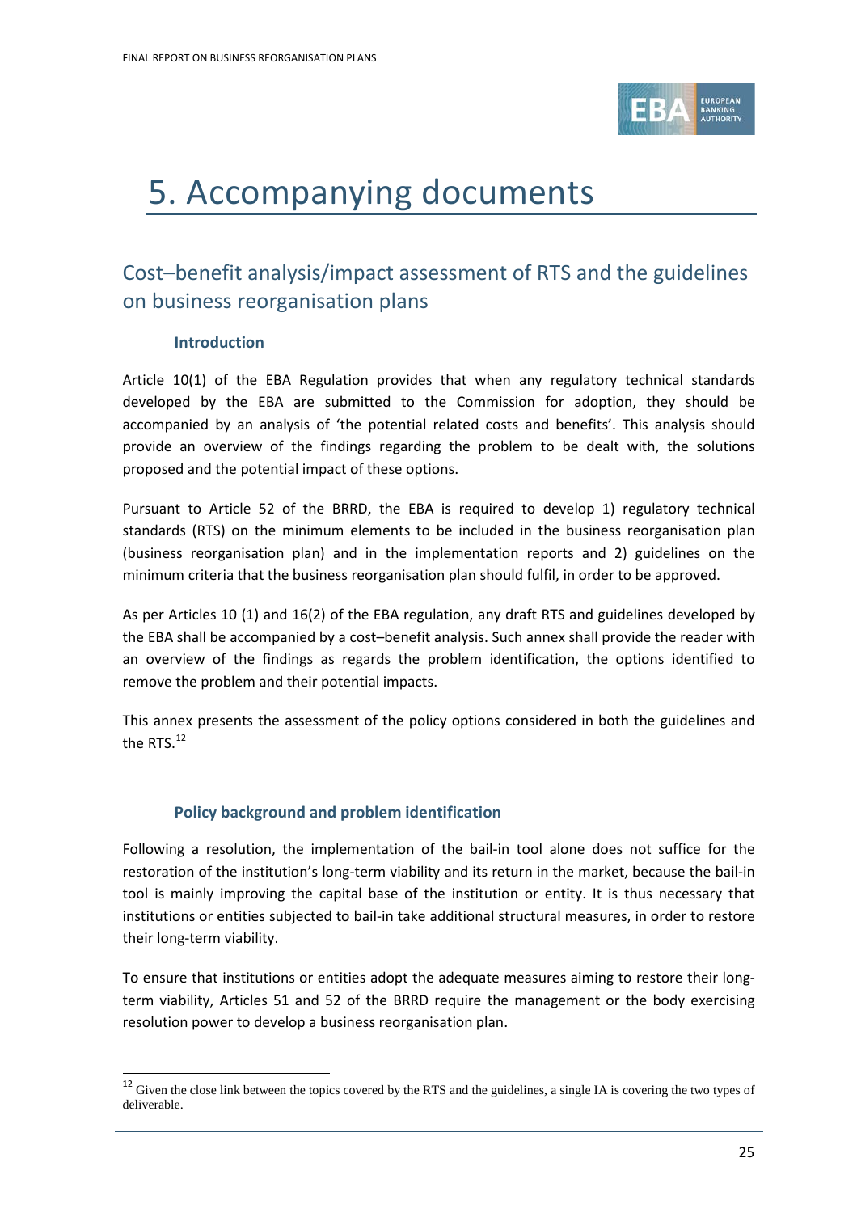# 5. Accompanying documents

## Cost–benefit analysis/impact assessment of RTS and the guidelines on business reorganisation plans

### Introduction

Article 10(1) of the EBA Regulation provides that when any regulatory technical standards developed by the EBA are submitted to the Commission for adoption, they should be accompanied by an analysis of 'the potential related costs and benefits'. This analysis should provide an overview of the findings regarding the problem to be dealt with, the solutions proposed and the potential impact of these options.

Pursuant to Article 52 of the BRRD, the EBA is required to develop 1) regulatory technical standards (RTS) on the minimum elements to be included in the business reorganisation plan (business reorganisation plan) and in the implementation reports and 2) guidelines on the minimum criteria that the business reorganisation plan should fulfil, in order to be approved.

As per Articles 10 (1) and 16(2) of the EBA regulation, any draft RTS and guidelines developed by the EBA shall be accompanied by a cost–benefit analysis. Such annex shall provide the reader with an overview of the findings as regards the problem identification, the options identified to remove the problem and their potential impacts.

This annex presents the assessment of the policy options considered in both the guidelines and the RTS.[12]

### Policy background and problem identification

Following a resolution, the implementation of the bail-in tool alone does not suffice for the restoration of the institution's long-term viability and its return in the market, because the bail-in tool is mainly improving the capital base of the institution or entity. It is thus necessary that institutions or entities subjected to bail-in take additional structural measures, in order to restore their long-term viability.

To ensure that institutions or entities adopt the adequate measures aiming to restore their long-term viability, Articles 51 and 52 of the BRRD require the management or the body exercising resolution power to develop a business reorganisation plan.

[12] Given the close link between the topics covered by the RTS and the guidelines, a single IA is covering the two types of deliverable.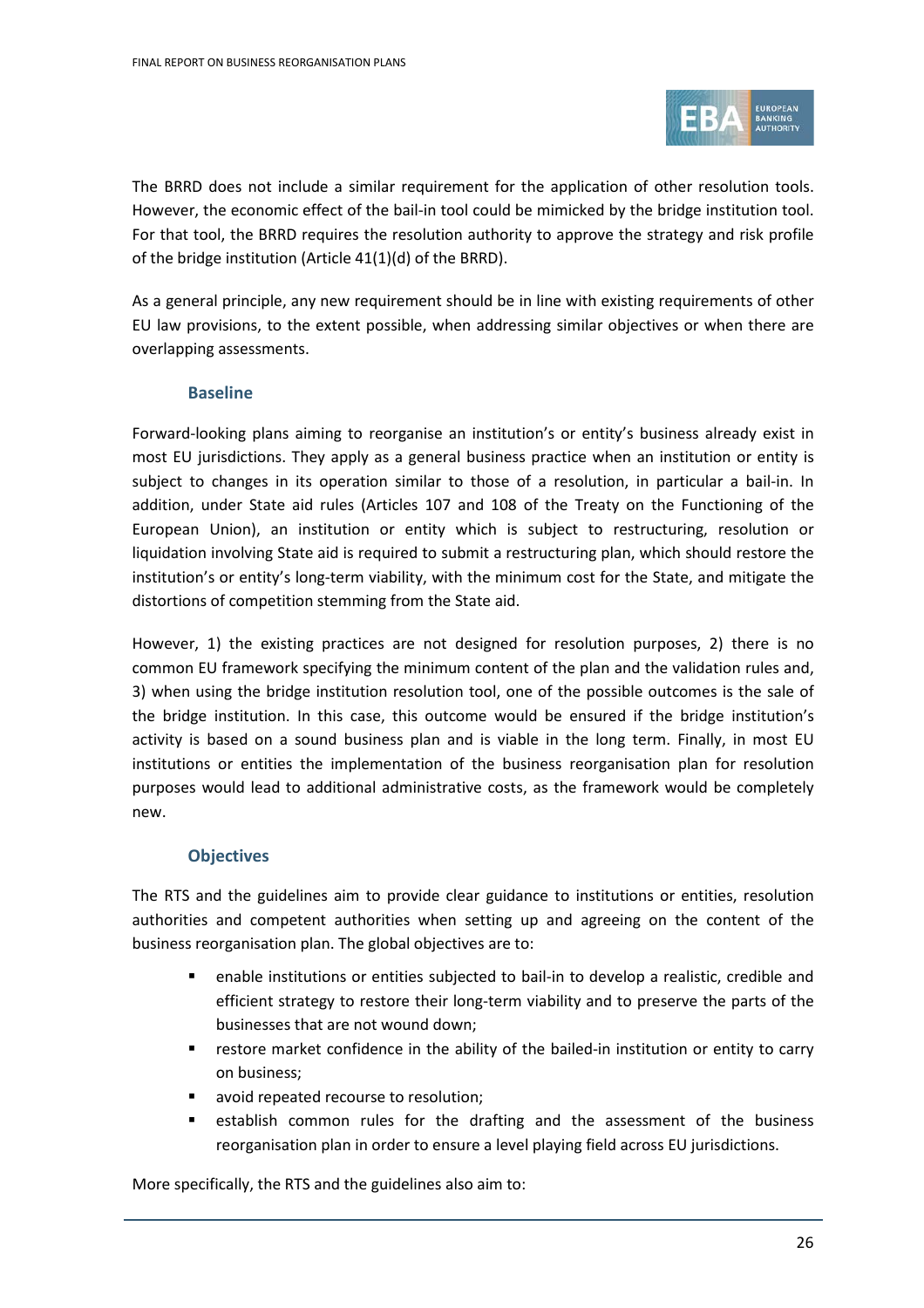The BRRD does not include a similar requirement for the application of other resolution tools. However, the economic effect of the bail-in tool could be mimicked by the bridge institution tool. For that tool, the BRRD requires the resolution authority to approve the strategy and risk profile of the bridge institution (Article 41(1)(d) of the BRRD).

As a general principle, any new requirement should be in line with existing requirements of other EU law provisions, to the extent possible, when addressing similar objectives or when there are overlapping assessments.

### Baseline

Forward-looking plans aiming to reorganise an institution's or entity's business already exist in most EU jurisdictions. They apply as a general business practice when an institution or entity is subject to changes in its operation similar to those of a resolution, in particular a bail-in. In addition, under State aid rules (Articles 107 and 108 of the Treaty on the Functioning of the European Union), an institution or entity which is subject to restructuring, resolution or liquidation involving State aid is required to submit a restructuring plan, which should restore the institution's or entity's long-term viability, with the minimum cost for the State, and mitigate the distortions of competition stemming from the State aid.

However, 1) the existing practices are not designed for resolution purposes, 2) there is no common EU framework specifying the minimum content of the plan and the validation rules and, 3) when using the bridge institution resolution tool, one of the possible outcomes is the sale of the bridge institution. In this case, this outcome would be ensured if the bridge institution's activity is based on a sound business plan and is viable in the long term. Finally, in most EU institutions or entities the implementation of the business reorganisation plan for resolution purposes would lead to additional administrative costs, as the framework would be completely new.

### Objectives

The RTS and the guidelines aim to provide clear guidance to institutions or entities, resolution authorities and competent authorities when setting up and agreeing on the content of the business reorganisation plan. The global objectives are to:

- enable institutions or entities subjected to bail-in to develop a realistic, credible and efficient strategy to restore their long-term viability and to preserve the parts of the businesses that are not wound down;
- restore market confidence in the ability of the bailed-in institution or entity to carry on business;
- avoid repeated recourse to resolution;
- establish common rules for the drafting and the assessment of the business reorganisation plan in order to ensure a level playing field across EU jurisdictions.

More specifically, the RTS and the guidelines also aim to: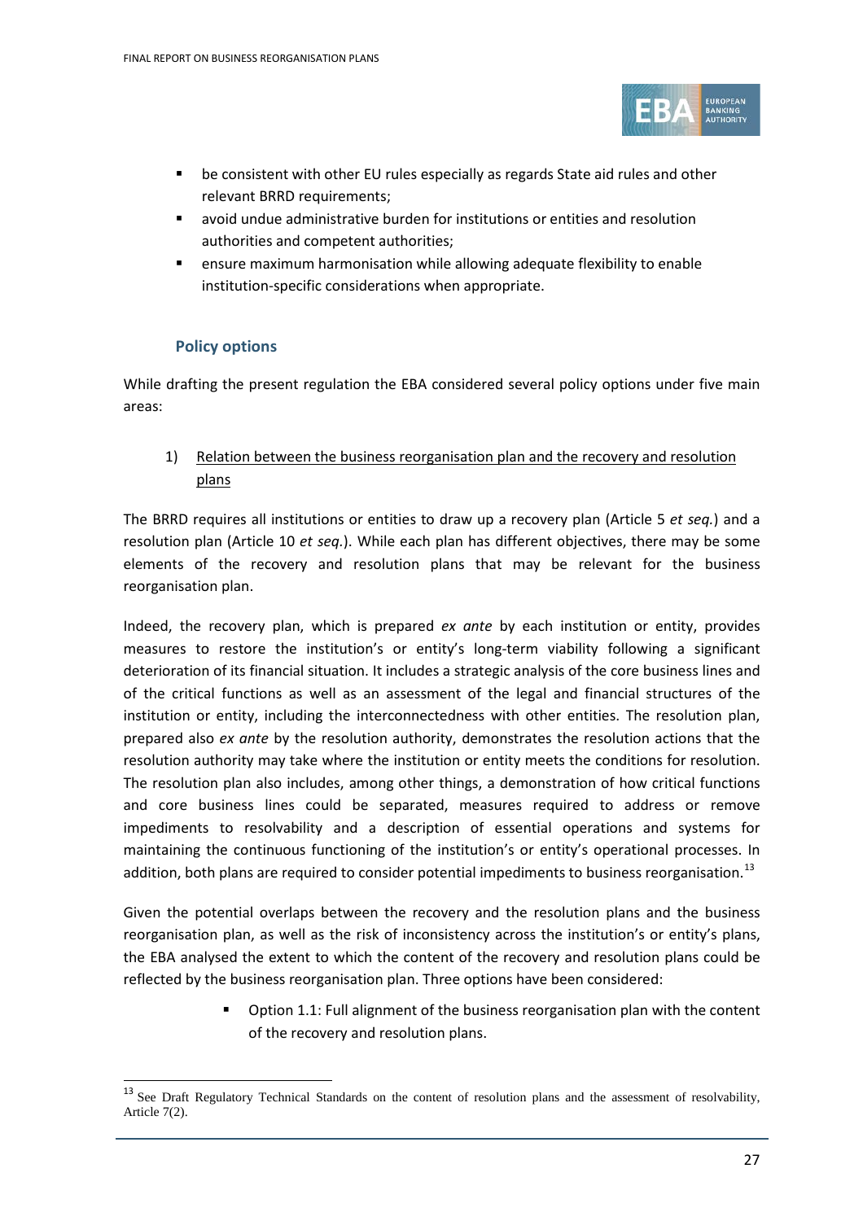- be consistent with other EU rules especially as regards State aid rules and other relevant BRRD requirements;
- avoid undue administrative burden for institutions or entities and resolution authorities and competent authorities;
- ensure maximum harmonisation while allowing adequate flexibility to enable institution-specific considerations when appropriate.

### Policy options

While drafting the present regulation the EBA considered several policy options under five main areas:

1) Relation between the business reorganisation plan and the recovery and resolution plans

The BRRD requires all institutions or entities to draw up a recovery plan (Article 5 *et seq.*) and a resolution plan (Article 10 *et seq.*). While each plan has different objectives, there may be some elements of the recovery and resolution plans that may be relevant for the business reorganisation plan.

Indeed, the recovery plan, which is prepared *ex ante* by each institution or entity, provides measures to restore the institution's or entity's long-term viability following a significant deterioration of its financial situation. It includes a strategic analysis of the core business lines and of the critical functions as well as an assessment of the legal and financial structures of the institution or entity, including the interconnectedness with other entities. The resolution plan, prepared also *ex ante* by the resolution authority, demonstrates the resolution actions that the resolution authority may take where the institution or entity meets the conditions for resolution. The resolution plan also includes, among other things, a demonstration of how critical functions and core business lines could be separated, measures required to address or remove impediments to resolvability and a description of essential operations and systems for maintaining the continuous functioning of the institution's or entity's operational processes. In addition, both plans are required to consider potential impediments to business reorganisation.[13]

Given the potential overlaps between the recovery and the resolution plans and the business reorganisation plan, as well as the risk of inconsistency across the institution's or entity's plans, the EBA analysed the extent to which the content of the recovery and resolution plans could be reflected by the business reorganisation plan. Three options have been considered:

- Option 1.1: Full alignment of the business reorganisation plan with the content of the recovery and resolution plans.

[13] See Draft Regulatory Technical Standards on the content of resolution plans and the assessment of resolvability, Article 7(2).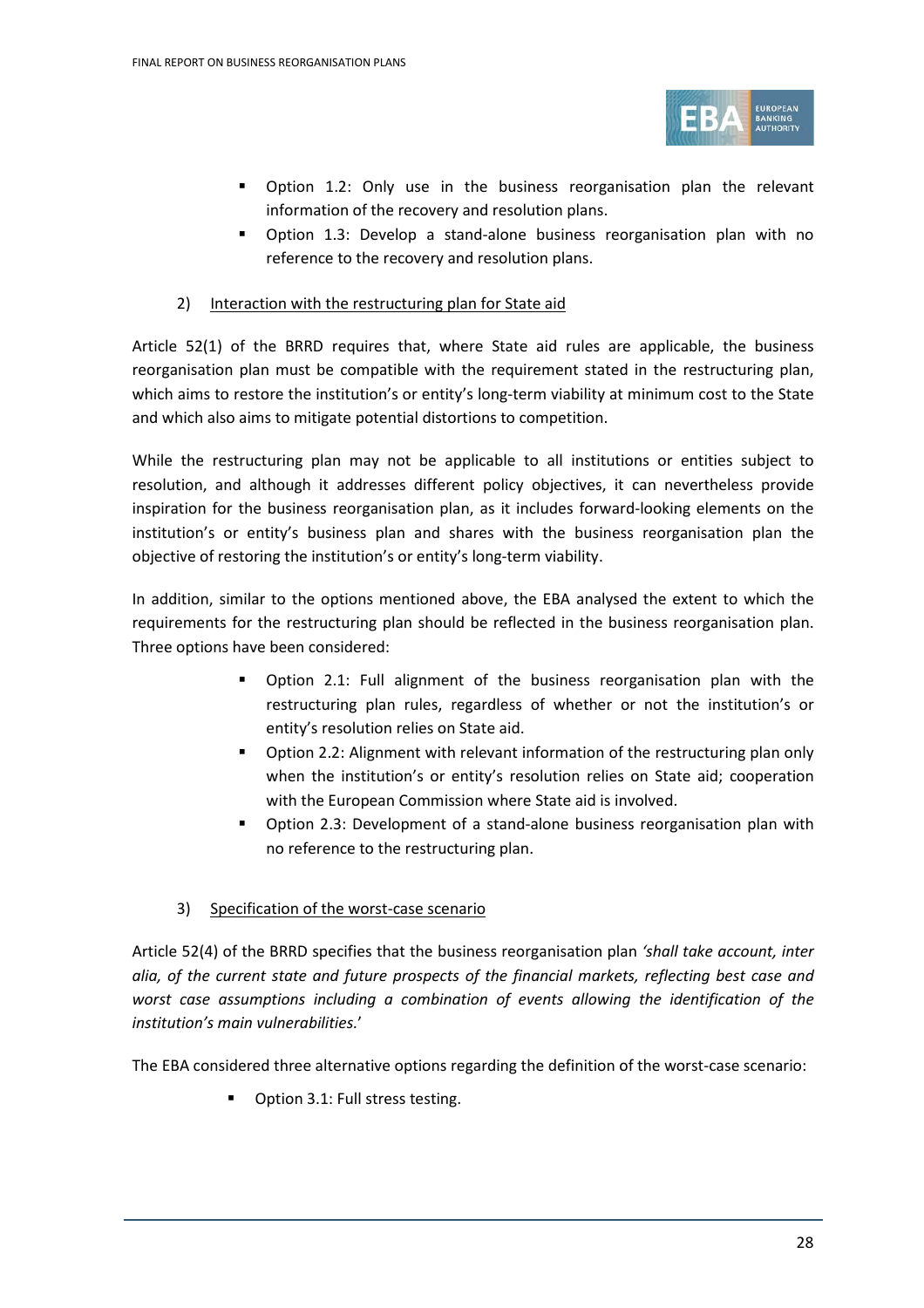- Option 1.2: Only use in the business reorganisation plan the relevant information of the recovery and resolution plans.
- Option 1.3: Develop a stand-alone business reorganisation plan with no reference to the recovery and resolution plans.

2) Interaction with the restructuring plan for State aid

Article 52(1) of the BRRD requires that, where State aid rules are applicable, the business reorganisation plan must be compatible with the requirement stated in the restructuring plan, which aims to restore the institution's or entity's long-term viability at minimum cost to the State and which also aims to mitigate potential distortions to competition.

While the restructuring plan may not be applicable to all institutions or entities subject to resolution, and although it addresses different policy objectives, it can nevertheless provide inspiration for the business reorganisation plan, as it includes forward-looking elements on the institution's or entity's business plan and shares with the business reorganisation plan the objective of restoring the institution's or entity's long-term viability.

In addition, similar to the options mentioned above, the EBA analysed the extent to which the requirements for the restructuring plan should be reflected in the business reorganisation plan. Three options have been considered:

- Option 2.1: Full alignment of the business reorganisation plan with the restructuring plan rules, regardless of whether or not the institution's or entity's resolution relies on State aid.
- Option 2.2: Alignment with relevant information of the restructuring plan only when the institution's or entity's resolution relies on State aid; cooperation with the European Commission where State aid is involved.
- Option 2.3: Development of a stand-alone business reorganisation plan with no reference to the restructuring plan.

3) Specification of the worst-case scenario

Article 52(4) of the BRRD specifies that the business reorganisation plan *'shall take account, inter alia, of the current state and future prospects of the financial markets, reflecting best case and worst case assumptions including a combination of events allowing the identification of the institution's main vulnerabilities.*'

The EBA considered three alternative options regarding the definition of the worst-case scenario:

- Option 3.1: Full stress testing.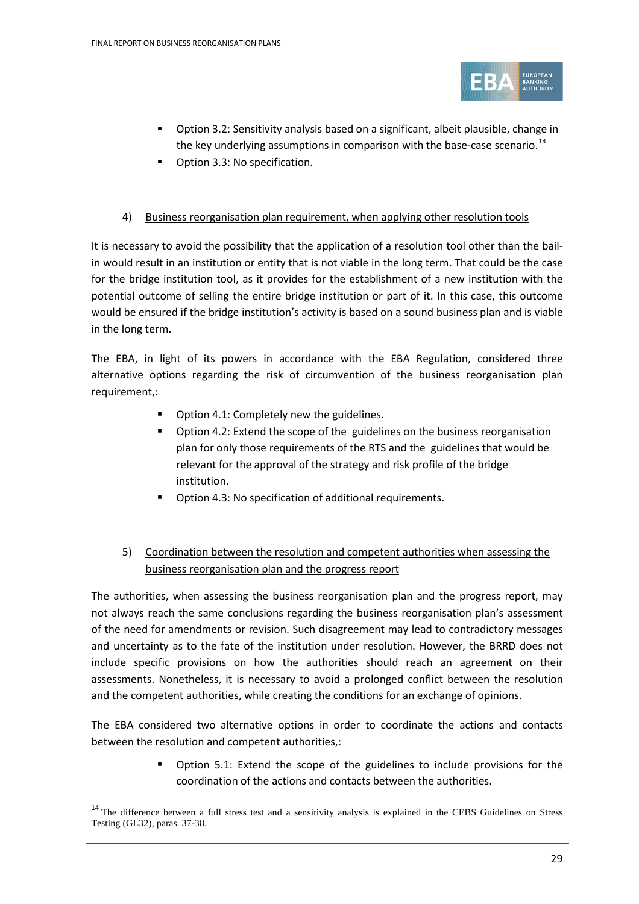- Option 3.2: Sensitivity analysis based on a significant, albeit plausible, change in the key underlying assumptions in comparison with the base-case scenario.[14]
- Option 3.3: No specification.

4) Business reorganisation plan requirement, when applying other resolution tools

It is necessary to avoid the possibility that the application of a resolution tool other than the bail-in would result in an institution or entity that is not viable in the long term. That could be the case for the bridge institution tool, as it provides for the establishment of a new institution with the potential outcome of selling the entire bridge institution or part of it. In this case, this outcome would be ensured if the bridge institution's activity is based on a sound business plan and is viable in the long term.

The EBA, in light of its powers in accordance with the EBA Regulation, considered three alternative options regarding the risk of circumvention of the business reorganisation plan requirement,:

- Option 4.1: Completely new the guidelines.
- Option 4.2: Extend the scope of the guidelines on the business reorganisation plan for only those requirements of the RTS and the guidelines that would be relevant for the approval of the strategy and risk profile of the bridge institution.
- Option 4.3: No specification of additional requirements.

5) Coordination between the resolution and competent authorities when assessing the business reorganisation plan and the progress report

The authorities, when assessing the business reorganisation plan and the progress report, may not always reach the same conclusions regarding the business reorganisation plan's assessment of the need for amendments or revision. Such disagreement may lead to contradictory messages and uncertainty as to the fate of the institution under resolution. However, the BRRD does not include specific provisions on how the authorities should reach an agreement on their assessments. Nonetheless, it is necessary to avoid a prolonged conflict between the resolution and the competent authorities, while creating the conditions for an exchange of opinions.

The EBA considered two alternative options in order to coordinate the actions and contacts between the resolution and competent authorities,:

- Option 5.1: Extend the scope of the guidelines to include provisions for the coordination of the actions and contacts between the authorities.

[14] The difference between a full stress test and a sensitivity analysis is explained in the CEBS Guidelines on Stress Testing (GL32), paras. 37-38.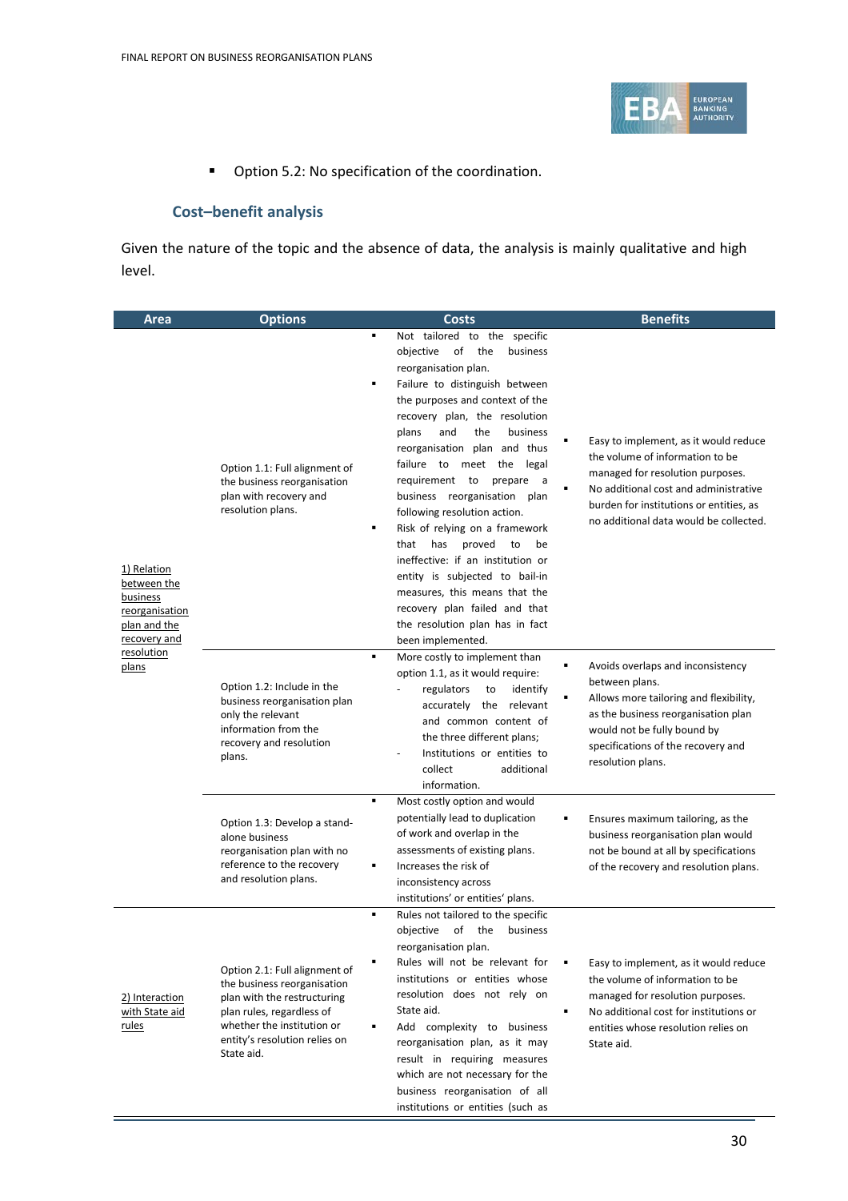- Option 5.2: No specification of the coordination.

### Cost–benefit analysis

Given the nature of the topic and the absence of data, the analysis is mainly qualitative and high level.

| Area | Options | Costs | Benefits |
|---|---|---|---|
| 1) Relation between the business reorganisation plan and the recovery and resolution plans | Option 1.1: Full alignment of the business reorganisation plan with recovery and resolution plans. | ▪ Not tailored to the specific objective of the business reorganisation plan.<br>▪ Failure to distinguish between the purposes and context of the recovery plan, the resolution plans and the business reorganisation plan and thus failure to meet the legal requirement to prepare a business reorganisation plan following resolution action.<br>▪ Risk of relying on a framework that has proved to be ineffective: if an institution or entity is subjected to bail-in measures, this means that the recovery plan failed and that the resolution plan has in fact been implemented. | ▪ Easy to implement, as it would reduce the volume of information to be managed for resolution purposes.<br>▪ No additional cost and administrative burden for institutions or entities, as no additional data would be collected. |
| | Option 1.2: Include in the business reorganisation plan only the relevant information from the recovery and resolution plans. | ▪ More costly to implement than option 1.1, as it would require:<br>- regulators to identify accurately the relevant and common content of the three different plans;<br>- Institutions or entities to collect additional information. | ▪ Avoids overlaps and inconsistency between plans.<br>▪ Allows more tailoring and flexibility, as the business reorganisation plan would not be fully bound by specifications of the recovery and resolution plans. |
| | Option 1.3: Develop a stand-alone business reorganisation plan with no reference to the recovery and resolution plans. | ▪ Most costly option and would potentially lead to duplication of work and overlap in the assessments of existing plans.<br>▪ Increases the risk of inconsistency across institutions' or entities' plans. | ▪ Ensures maximum tailoring, as the business reorganisation plan would not be bound at all by specifications of the recovery and resolution plans. |
| 2) Interaction with State aid rules | Option 2.1: Full alignment of the business reorganisation plan with the restructuring plan rules, regardless of whether the institution or entity's resolution relies on State aid. | ▪ Rules not tailored to the specific objective of the business reorganisation plan.<br>▪ Rules will not be relevant for institutions or entities whose resolution does not rely on State aid.<br>▪ Add complexity to business reorganisation plan, as it may result in requiring measures which are not necessary for the business reorganisation of all institutions or entities (such as | ▪ Easy to implement, as it would reduce the volume of information to be managed for resolution purposes.<br>▪ No additional cost for institutions or entities whose resolution relies on State aid. |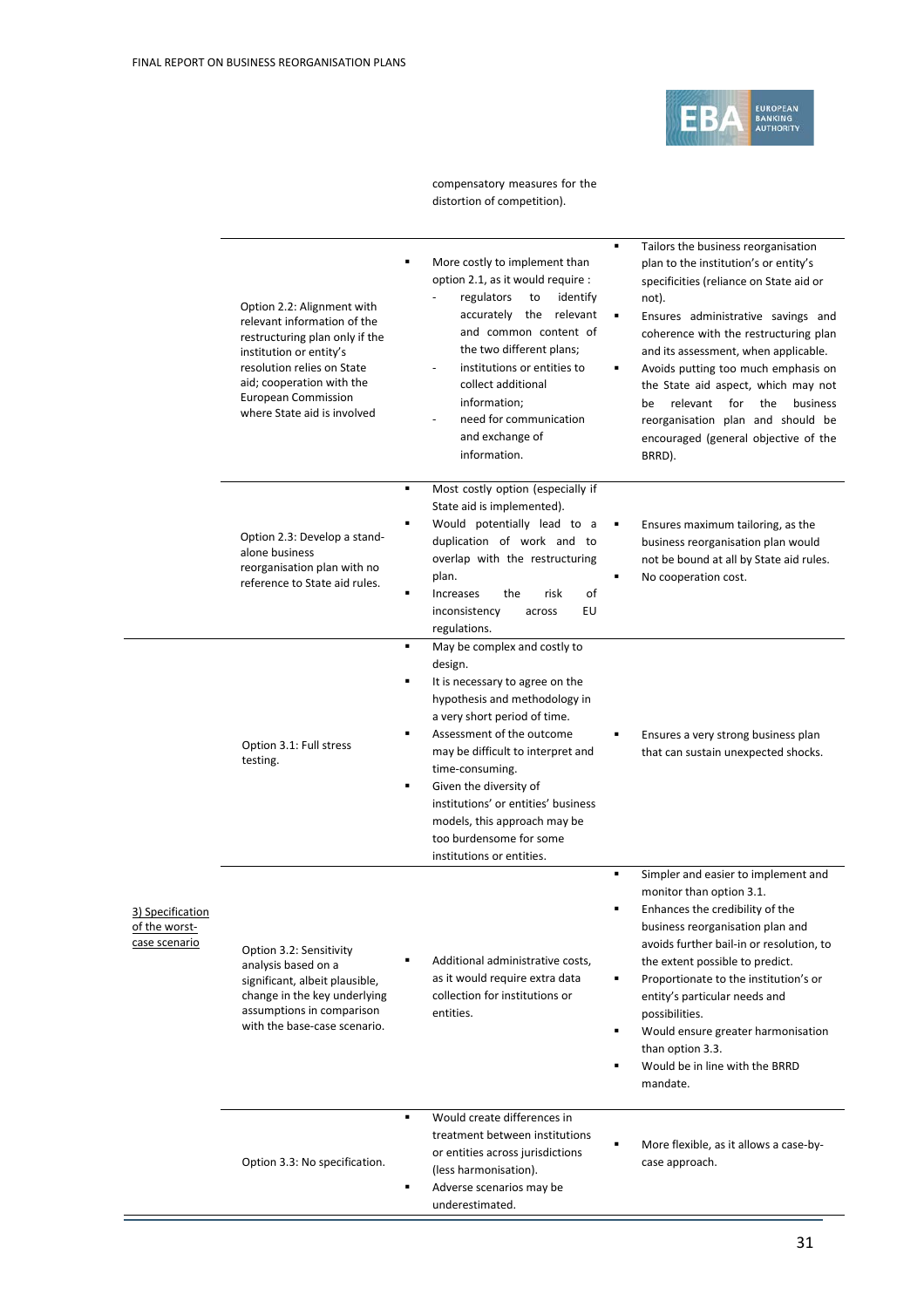| | | | |
|---|---|---|---|
| | | compensatory measures for the distortion of competition). | |
| | Option 2.2: Alignment with relevant information of the restructuring plan only if the institution or entity's resolution relies on State aid; cooperation with the European Commission where State aid is involved | ▪ More costly to implement than option 2.1, as it would require : <br> - regulators to identify accurately the relevant and common content of the two different plans; <br> - institutions or entities to collect additional information; <br> - need for communication and exchange of information. | ▪ Tailors the business reorganisation plan to the institution's or entity's specificities (reliance on State aid or not). <br> ▪ Ensures administrative savings and coherence with the restructuring plan and its assessment, when applicable. <br> ▪ Avoids putting too much emphasis on the State aid aspect, which may not be relevant for the business reorganisation plan and should be encouraged (general objective of the BRRD). |
| | Option 2.3: Develop a stand-alone business reorganisation plan with no reference to State aid rules. | ▪ Most costly option (especially if State aid is implemented). <br> ▪ Would potentially lead to a duplication of work and to overlap with the restructuring plan. <br> ▪ Increases the risk of inconsistency across EU regulations. | ▪ Ensures maximum tailoring, as the business reorganisation plan would not be bound at all by State aid rules. <br> ▪ No cooperation cost. |
| 3) Specification of the worst-case scenario | Option 3.1: Full stress testing. | ▪ May be complex and costly to design. <br> ▪ It is necessary to agree on the hypothesis and methodology in a very short period of time. <br> ▪ Assessment of the outcome may be difficult to interpret and time-consuming. <br> ▪ Given the diversity of institutions' or entities' business models, this approach may be too burdensome for some institutions or entities. | ▪ Ensures a very strong business plan that can sustain unexpected shocks. |
| | Option 3.2: Sensitivity analysis based on a significant, albeit plausible, change in the key underlying assumptions in comparison with the base-case scenario. | ▪ Additional administrative costs, as it would require extra data collection for institutions or entities. | ▪ Simpler and easier to implement and monitor than option 3.1. <br> ▪ Enhances the credibility of the business reorganisation plan and avoids further bail-in or resolution, to the extent possible to predict. <br> ▪ Proportionate to the institution's or entity's particular needs and possibilities. <br> ▪ Would ensure greater harmonisation than option 3.3. <br> ▪ Would be in line with the BRRD mandate. |
| | Option 3.3: No specification. | ▪ Would create differences in treatment between institutions or entities across jurisdictions (less harmonisation). <br> ▪ Adverse scenarios may be underestimated. | ▪ More flexible, as it allows a case-by-case approach. |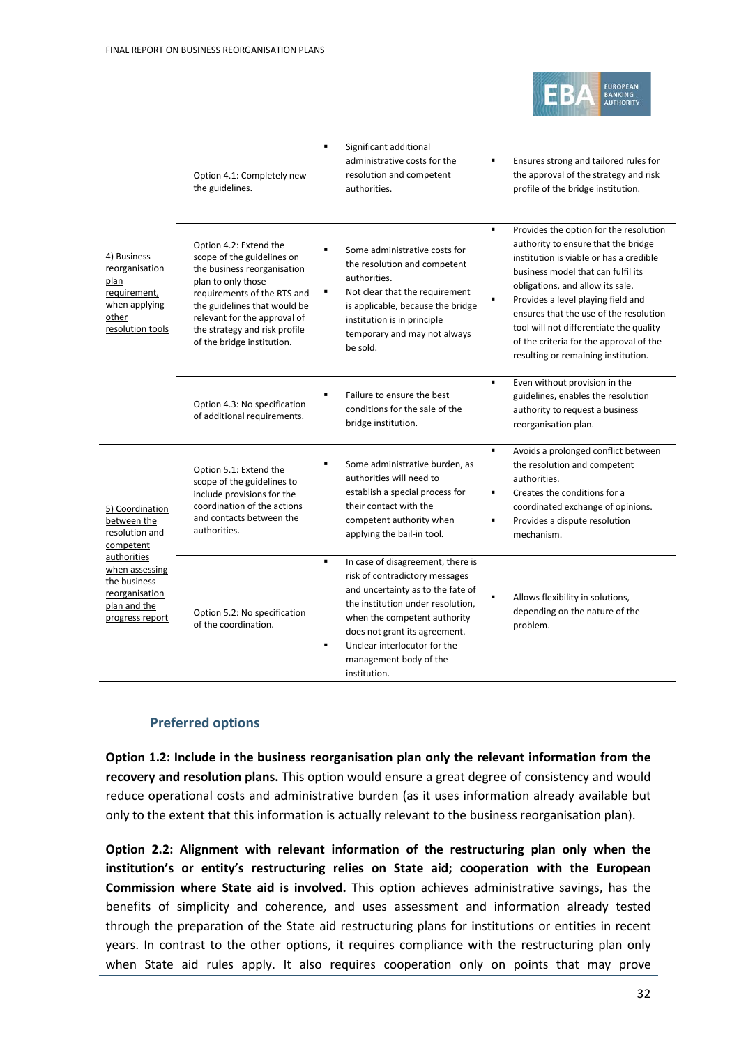| | | | |
|---|---|---|---|
| 4) Business reorganisation plan requirement, when applying other resolution tools | Option 4.1: Completely new the guidelines. | ▪ Significant additional administrative costs for the resolution and competent authorities. | ▪ Ensures strong and tailored rules for the approval of the strategy and risk profile of the bridge institution. |
| | Option 4.2: Extend the scope of the guidelines on the business reorganisation plan to only those requirements of the RTS and the guidelines that would be relevant for the approval of the strategy and risk profile of the bridge institution. | ▪ Some administrative costs for the resolution and competent authorities. ▪ Not clear that the requirement is applicable, because the bridge institution is in principle temporary and may not always be sold. | ▪ Provides the option for the resolution authority to ensure that the bridge institution is viable or has a credible business model that can fulfil its obligations, and allow its sale. ▪ Provides a level playing field and ensures that the use of the resolution tool will not differentiate the quality of the criteria for the approval of the resulting or remaining institution. |
| | Option 4.3: No specification of additional requirements. | ▪ Failure to ensure the best conditions for the sale of the bridge institution. | ▪ Even without provision in the guidelines, enables the resolution authority to request a business reorganisation plan. |
| 5) Coordination between the resolution and competent authorities when assessing the business reorganisation plan and the progress report | Option 5.1: Extend the scope of the guidelines to include provisions for the coordination of the actions and contacts between the authorities. | ▪ Some administrative burden, as authorities will need to establish a special process for their contact with the competent authority when applying the bail-in tool. | ▪ Avoids a prolonged conflict between the resolution and competent authorities. ▪ Creates the conditions for a coordinated exchange of opinions. ▪ Provides a dispute resolution mechanism. |
| | Option 5.2: No specification of the coordination. | ▪ In case of disagreement, there is risk of contradictory messages and uncertainty as to the fate of the institution under resolution, when the competent authority does not grant its agreement. ▪ Unclear interlocutor for the management body of the institution. | ▪ Allows flexibility in solutions, depending on the nature of the problem. |

## Preferred options

**Option 1.2: Include in the business reorganisation plan only the relevant information from the recovery and resolution plans.** This option would ensure a great degree of consistency and would reduce operational costs and administrative burden (as it uses information already available but only to the extent that this information is actually relevant to the business reorganisation plan).

**Option 2.2: Alignment with relevant information of the restructuring plan only when the institution's or entity's restructuring relies on State aid; cooperation with the European Commission where State aid is involved.** This option achieves administrative savings, has the benefits of simplicity and coherence, and uses assessment and information already tested through the preparation of the State aid restructuring plans for institutions or entities in recent years. In contrast to the other options, it requires compliance with the restructuring plan only when State aid rules apply. It also requires cooperation only on points that may prove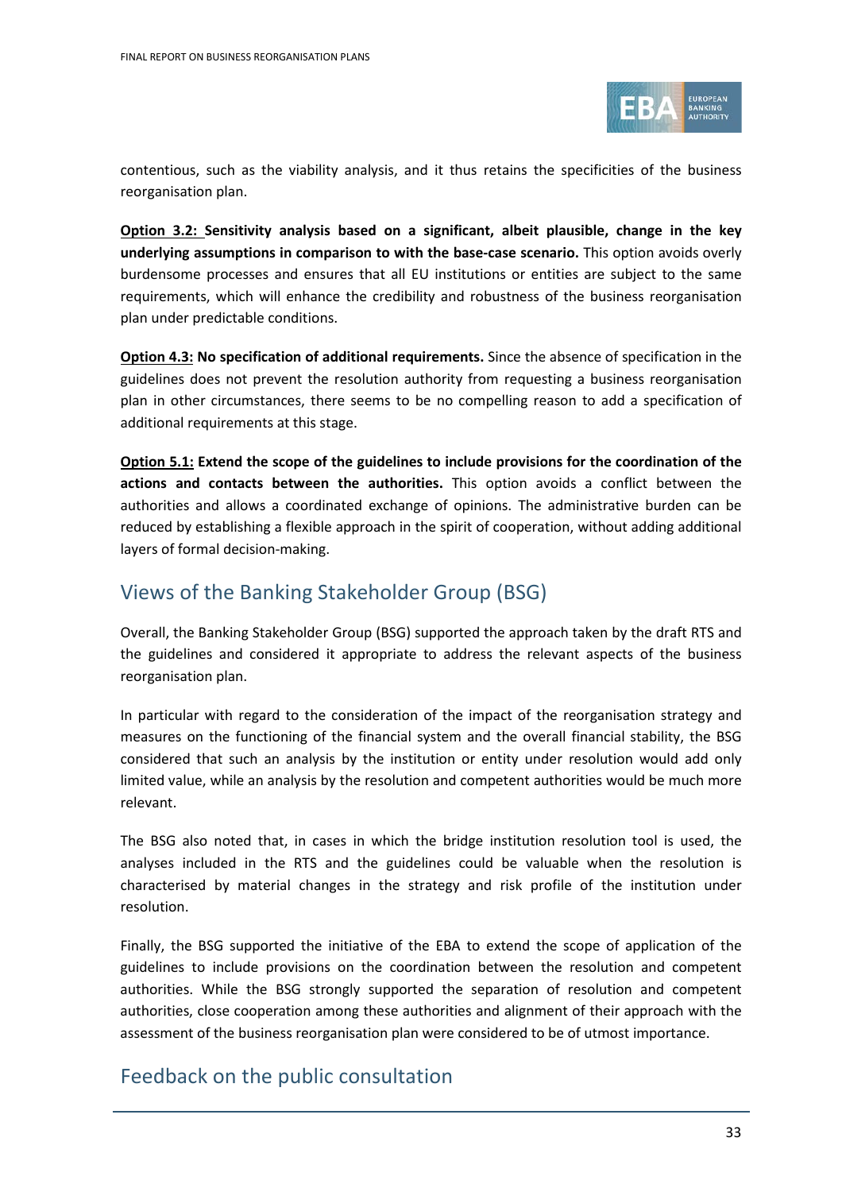contentious, such as the viability analysis, and it thus retains the specificities of the business reorganisation plan.

**Option 3.2: Sensitivity analysis based on a significant, albeit plausible, change in the key underlying assumptions in comparison to with the base-case scenario.** This option avoids overly burdensome processes and ensures that all EU institutions or entities are subject to the same requirements, which will enhance the credibility and robustness of the business reorganisation plan under predictable conditions.

**Option 4.3: No specification of additional requirements.** Since the absence of specification in the guidelines does not prevent the resolution authority from requesting a business reorganisation plan in other circumstances, there seems to be no compelling reason to add a specification of additional requirements at this stage.

**Option 5.1: Extend the scope of the guidelines to include provisions for the coordination of the actions and contacts between the authorities.** This option avoids a conflict between the authorities and allows a coordinated exchange of opinions. The administrative burden can be reduced by establishing a flexible approach in the spirit of cooperation, without adding additional layers of formal decision-making.

## Views of the Banking Stakeholder Group (BSG)

Overall, the Banking Stakeholder Group (BSG) supported the approach taken by the draft RTS and the guidelines and considered it appropriate to address the relevant aspects of the business reorganisation plan.

In particular with regard to the consideration of the impact of the reorganisation strategy and measures on the functioning of the financial system and the overall financial stability, the BSG considered that such an analysis by the institution or entity under resolution would add only limited value, while an analysis by the resolution and competent authorities would be much more relevant.

The BSG also noted that, in cases in which the bridge institution resolution tool is used, the analyses included in the RTS and the guidelines could be valuable when the resolution is characterised by material changes in the strategy and risk profile of the institution under resolution.

Finally, the BSG supported the initiative of the EBA to extend the scope of application of the guidelines to include provisions on the coordination between the resolution and competent authorities. While the BSG strongly supported the separation of resolution and competent authorities, close cooperation among these authorities and alignment of their approach with the assessment of the business reorganisation plan were considered to be of utmost importance.

## Feedback on the public consultation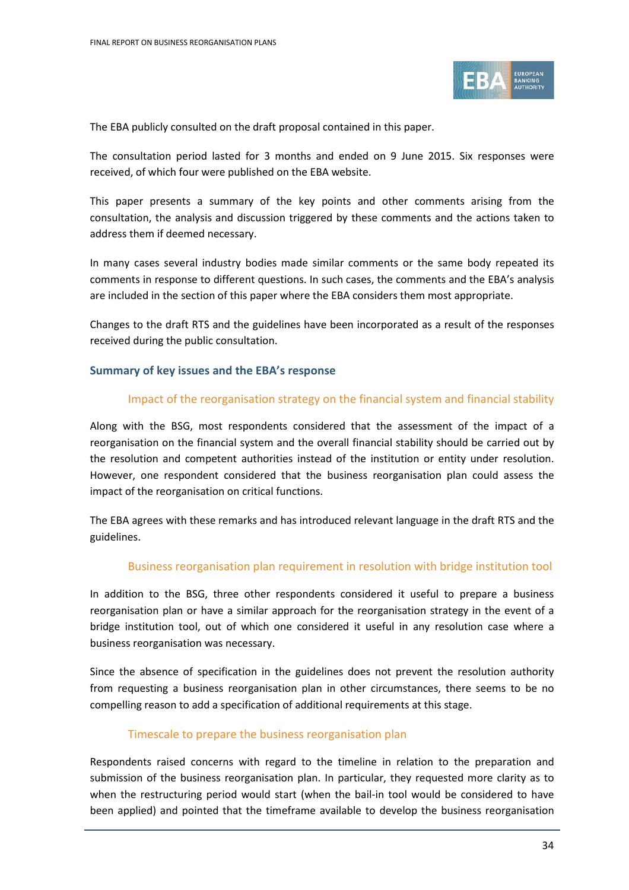The EBA publicly consulted on the draft proposal contained in this paper.

The consultation period lasted for 3 months and ended on 9 June 2015. Six responses were received, of which four were published on the EBA website.

This paper presents a summary of the key points and other comments arising from the consultation, the analysis and discussion triggered by these comments and the actions taken to address them if deemed necessary.

In many cases several industry bodies made similar comments or the same body repeated its comments in response to different questions. In such cases, the comments and the EBA's analysis are included in the section of this paper where the EBA considers them most appropriate.

Changes to the draft RTS and the guidelines have been incorporated as a result of the responses received during the public consultation.

## Summary of key issues and the EBA's response

### Impact of the reorganisation strategy on the financial system and financial stability

Along with the BSG, most respondents considered that the assessment of the impact of a reorganisation on the financial system and the overall financial stability should be carried out by the resolution and competent authorities instead of the institution or entity under resolution. However, one respondent considered that the business reorganisation plan could assess the impact of the reorganisation on critical functions.

The EBA agrees with these remarks and has introduced relevant language in the draft RTS and the guidelines.

### Business reorganisation plan requirement in resolution with bridge institution tool

In addition to the BSG, three other respondents considered it useful to prepare a business reorganisation plan or have a similar approach for the reorganisation strategy in the event of a bridge institution tool, out of which one considered it useful in any resolution case where a business reorganisation was necessary.

Since the absence of specification in the guidelines does not prevent the resolution authority from requesting a business reorganisation plan in other circumstances, there seems to be no compelling reason to add a specification of additional requirements at this stage.

### Timescale to prepare the business reorganisation plan

Respondents raised concerns with regard to the timeline in relation to the preparation and submission of the business reorganisation plan. In particular, they requested more clarity as to when the restructuring period would start (when the bail-in tool would be considered to have been applied) and pointed that the timeframe available to develop the business reorganisation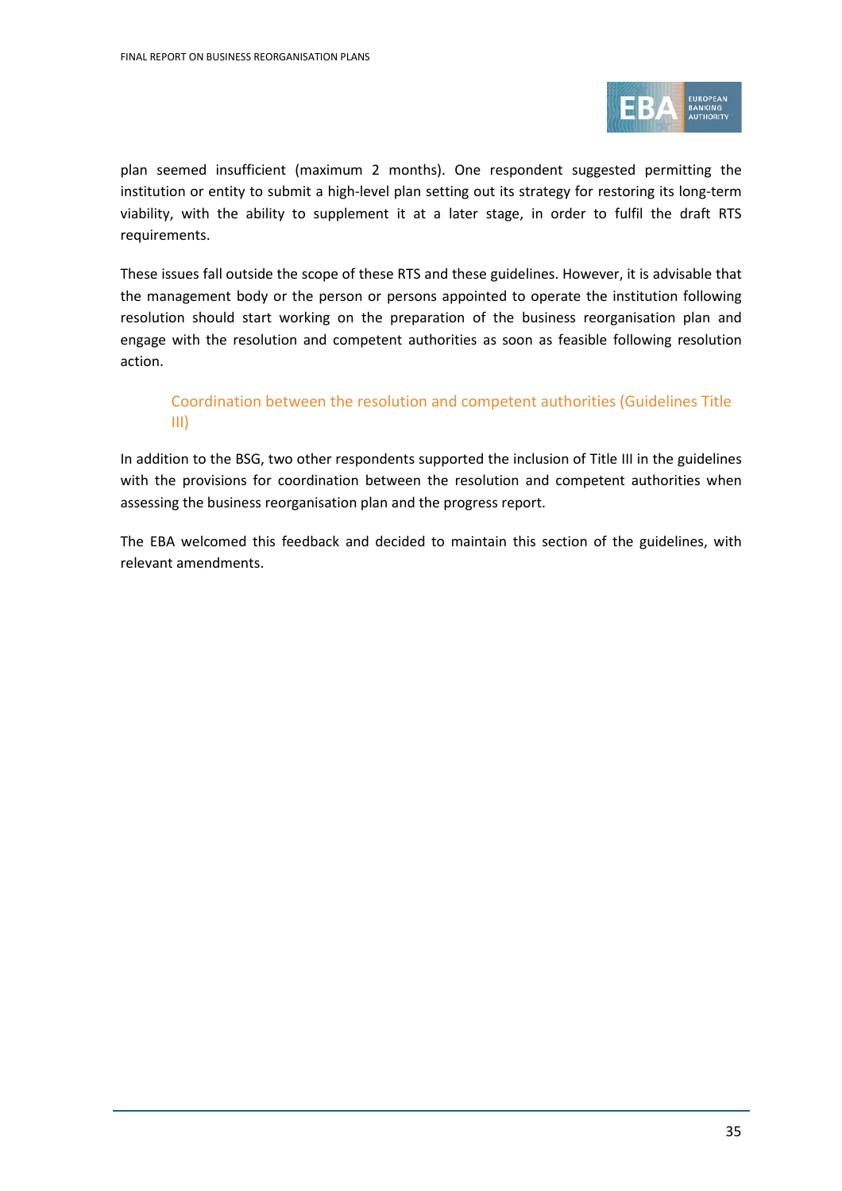plan seemed insufficient (maximum 2 months). One respondent suggested permitting the institution or entity to submit a high-level plan setting out its strategy for restoring its long-term viability, with the ability to supplement it at a later stage, in order to fulfil the draft RTS requirements.

These issues fall outside the scope of these RTS and these guidelines. However, it is advisable that the management body or the person or persons appointed to operate the institution following resolution should start working on the preparation of the business reorganisation plan and engage with the resolution and competent authorities as soon as feasible following resolution action.

### Coordination between the resolution and competent authorities (Guidelines Title III)

In addition to the BSG, two other respondents supported the inclusion of Title III in the guidelines with the provisions for coordination between the resolution and competent authorities when assessing the business reorganisation plan and the progress report.

The EBA welcomed this feedback and decided to maintain this section of the guidelines, with relevant amendments.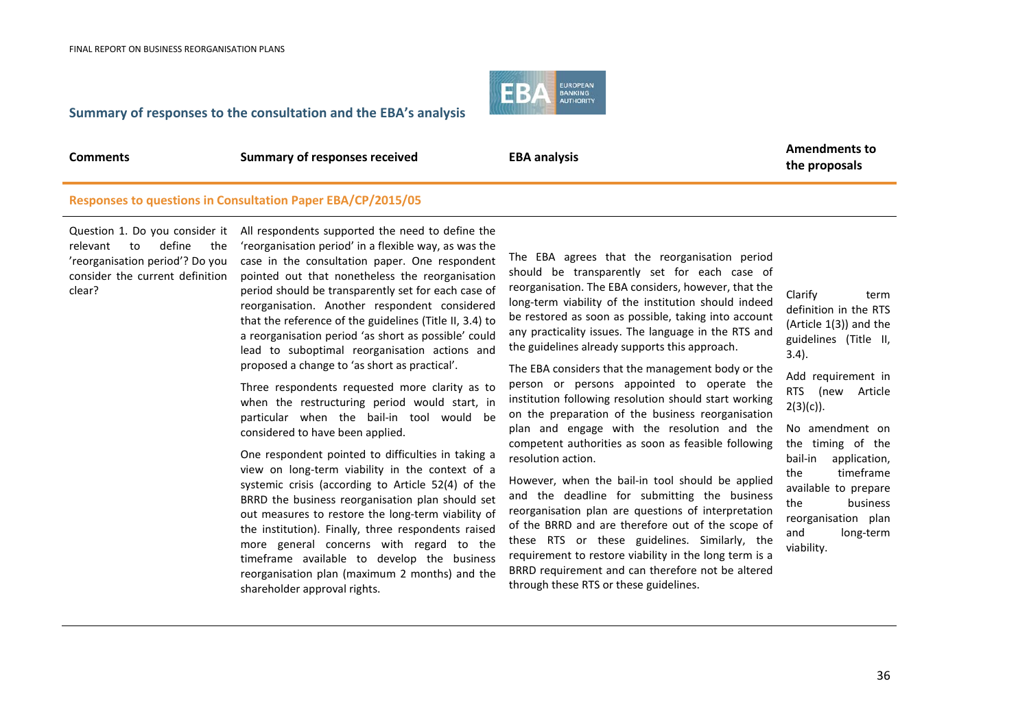## Summary of responses to the consultation and the EBA's analysis

| Comments | Summary of responses received | EBA analysis | Amendments to the proposals |
|---|---|---|---|
| **Responses to questions in Consultation Paper EBA/CP/2015/05** | | | |
| Question 1. Do you consider it relevant to define the 'reorganisation period'? Do you consider the current definition clear? | All respondents supported the need to define the 'reorganisation period' in a flexible way, as was the case in the consultation paper. One respondent pointed out that nonetheless the reorganisation period should be transparently set for each case of reorganisation. Another respondent considered that the reference of the guidelines (Title II, 3.4) to a reorganisation period 'as short as possible' could lead to suboptimal reorganisation actions and proposed a change to 'as short as practical'.<br><br>Three respondents requested more clarity as to when the restructuring period would start, in particular when the bail-in tool would be considered to have been applied.<br><br>One respondent pointed to difficulties in taking a view on long-term viability in the context of a systemic crisis (according to Article 52(4) of the BRRD the business reorganisation plan should set out measures to restore the long-term viability of the institution). Finally, three respondents raised more general concerns with regard to the timeframe available to develop the business reorganisation plan (maximum 2 months) and the shareholder approval rights. | The EBA agrees that the reorganisation period should be transparently set for each case of reorganisation. The EBA considers, however, that the long-term viability of the institution should indeed be restored as soon as possible, taking into account any practicality issues. The language in the RTS and the guidelines already supports this approach.<br><br>The EBA considers that the management body or the person or persons appointed to operate the institution following resolution should start working on the preparation of the business reorganisation plan and engage with the resolution and the competent authorities as soon as feasible following resolution action.<br><br>However, when the bail-in tool should be applied and the deadline for submitting the business reorganisation plan are questions of interpretation of the BRRD and are therefore out of the scope of these RTS or these guidelines. Similarly, the requirement to restore viability in the long term is a BRRD requirement and can therefore not be altered through these RTS or these guidelines. | Clarify term definition in the RTS (Article 1(3)) and the guidelines (Title II, 3.4).<br><br>Add requirement in RTS (new Article 2(3)(c)).<br><br>No amendment on the timing of the bail-in application, the timeframe available to prepare the business reorganisation plan and long-term viability. |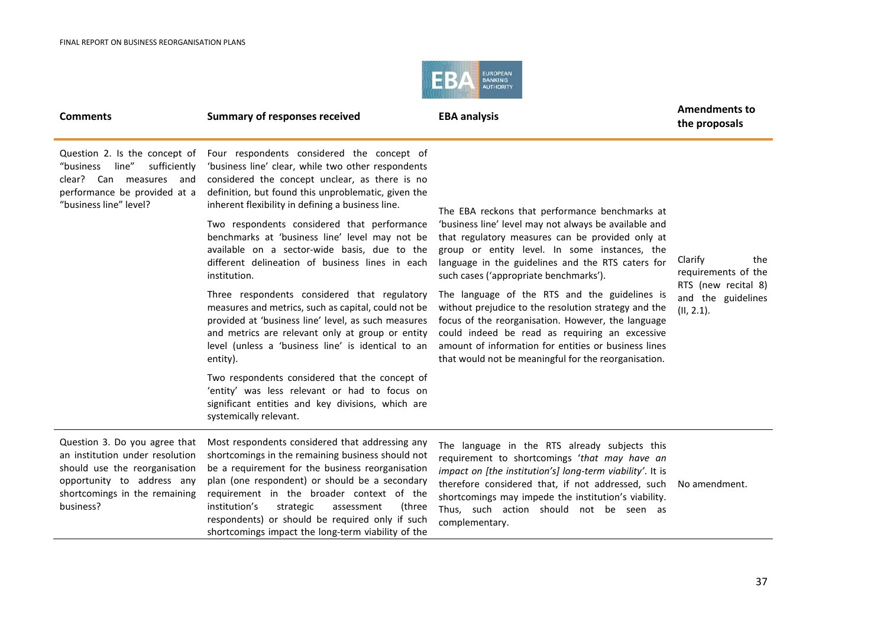| Comments | Summary of responses received | EBA analysis | Amendments to the proposals |
|---|---|---|---|
| Question 2. Is the concept of "business line" sufficiently clear? Can measures and performance be provided at a "business line" level? | Four respondents considered the concept of 'business line' clear, while two other respondents considered the concept unclear, as there is no definition, but found this unproblematic, given the inherent flexibility in defining a business line.<br><br>Two respondents considered that performance benchmarks at 'business line' level may not be available on a sector-wide basis, due to the different delineation of business lines in each institution.<br><br>Three respondents considered that regulatory measures and metrics, such as capital, could not be provided at 'business line' level, as such measures and metrics are relevant only at group or entity level (unless a 'business line' is identical to an entity).<br><br>Two respondents considered that the concept of 'entity' was less relevant or had to focus on significant entities and key divisions, which are systemically relevant. | The EBA reckons that performance benchmarks at 'business line' level may not always be available and that regulatory measures can be provided only at group or entity level. In some instances, the language in the guidelines and the RTS caters for such cases ('appropriate benchmarks').<br><br>The language of the RTS and the guidelines is without prejudice to the resolution strategy and the focus of the reorganisation. However, the language could indeed be read as requiring an excessive amount of information for entities or business lines that would not be meaningful for the reorganisation. | Clarify the requirements of the RTS (new recital 8) and the guidelines (II, 2.1). |
| Question 3. Do you agree that an institution under resolution should use the reorganisation opportunity to address any shortcomings in the remaining business? | Most respondents considered that addressing any shortcomings in the remaining business should not be a requirement for the business reorganisation plan (one respondent) or should be a secondary requirement in the broader context of the institution's strategic assessment (three respondents) or should be required only if such shortcomings impact the long-term viability of the | The language in the RTS already subjects this requirement to shortcomings '*that may have an impact on [the institution's] long-term viability*'. It is therefore considered that, if not addressed, such shortcomings may impede the institution's viability. Thus, such action should not be seen as complementary. | No amendment. |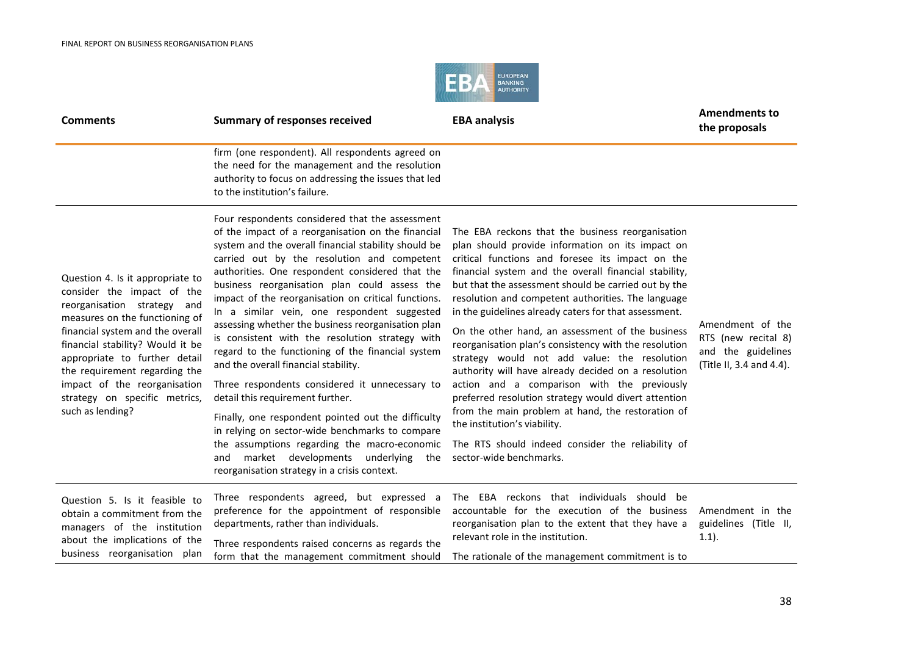| Comments | Summary of responses received | EBA analysis | Amendments to the proposals |
|---|---|---|---|
| | firm (one respondent). All respondents agreed on the need for the management and the resolution authority to focus on addressing the issues that led to the institution's failure. | | |
| Question 4. Is it appropriate to consider the impact of the reorganisation strategy and measures on the functioning of financial system and the overall financial stability? Would it be appropriate to further detail the requirement regarding the impact of the reorganisation strategy on specific metrics, such as lending? | Four respondents considered that the assessment of the impact of a reorganisation on the financial system and the overall financial stability should be carried out by the resolution and competent authorities. One respondent considered that the business reorganisation plan could assess the impact of the reorganisation on critical functions. In a similar vein, one respondent suggested assessing whether the business reorganisation plan is consistent with the resolution strategy with regard to the functioning of the financial system and the overall financial stability.<br><br>Three respondents considered it unnecessary to detail this requirement further.<br><br>Finally, one respondent pointed out the difficulty in relying on sector-wide benchmarks to compare the assumptions regarding the macro-economic and market developments underlying the reorganisation strategy in a crisis context. | The EBA reckons that the business reorganisation plan should provide information on its impact on critical functions and foresee its impact on the financial system and the overall financial stability, but that the assessment should be carried out by the resolution and competent authorities. The language in the guidelines already caters for that assessment.<br><br>On the other hand, an assessment of the business reorganisation plan's consistency with the resolution strategy would not add value: the resolution authority will have already decided on a resolution action and a comparison with the previously preferred resolution strategy would divert attention from the main problem at hand, the restoration of the institution's viability.<br><br>The RTS should indeed consider the reliability of sector-wide benchmarks. | Amendment of the RTS (new recital 8) and the guidelines (Title II, 3.4 and 4.4). |
| Question 5. Is it feasible to obtain a commitment from the managers of the institution about the implications of the business reorganisation plan | Three respondents agreed, but expressed a preference for the appointment of responsible departments, rather than individuals.<br><br>Three respondents raised concerns as regards the form that the management commitment should | The EBA reckons that individuals should be accountable for the execution of the business reorganisation plan to the extent that they have a relevant role in the institution.<br><br>The rationale of the management commitment is to | Amendment in the guidelines (Title II, 1.1). |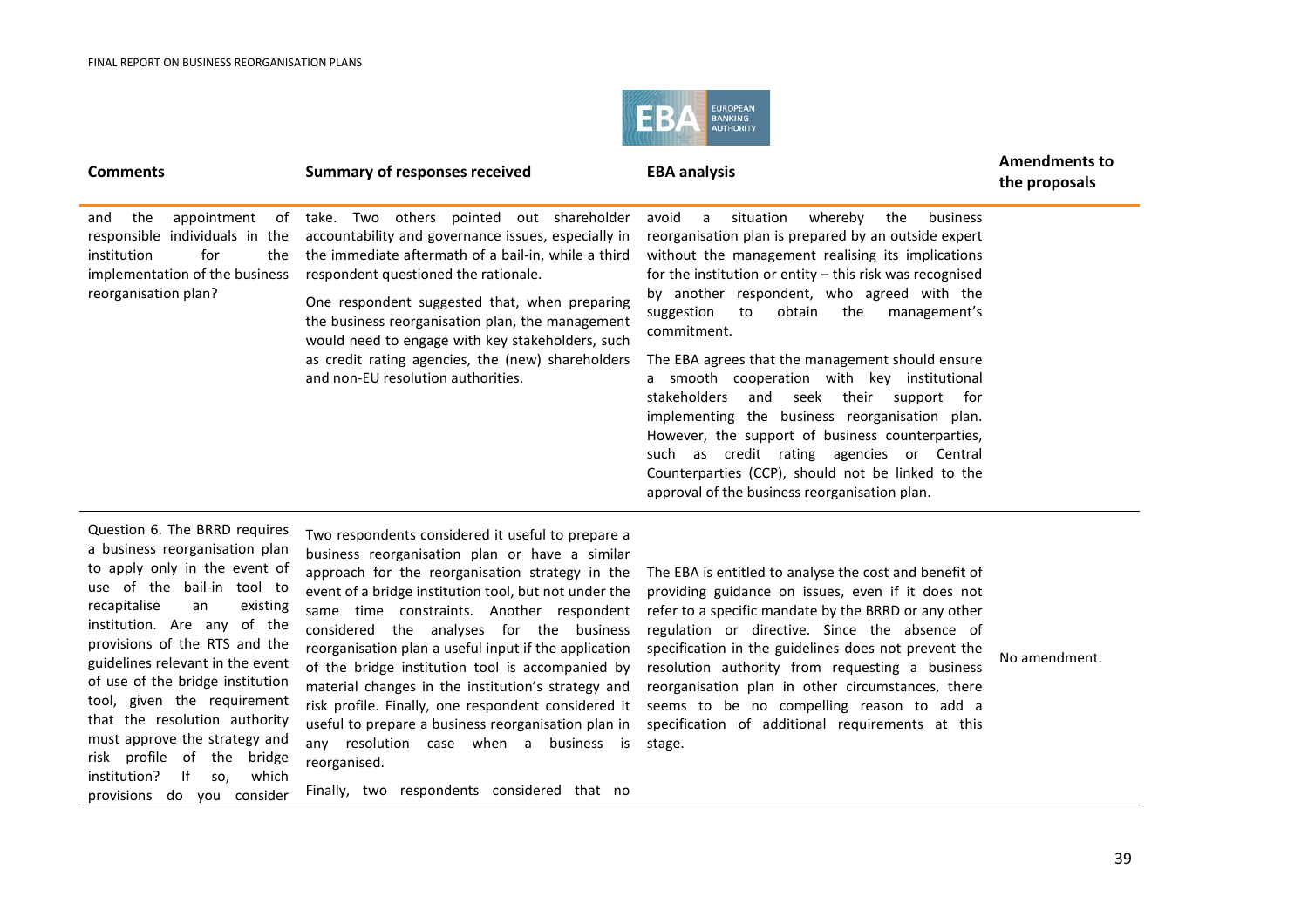| Comments | Summary of responses received | EBA analysis | Amendments to the proposals |
|---|---|---|---|
| and the appointment of responsible individuals in the institution for the implementation of the business reorganisation plan? | take. Two others pointed out shareholder accountability and governance issues, especially in the immediate aftermath of a bail-in, while a third respondent questioned the rationale.<br><br>One respondent suggested that, when preparing the business reorganisation plan, the management would need to engage with key stakeholders, such as credit rating agencies, the (new) shareholders and non-EU resolution authorities. | avoid a situation whereby the business reorganisation plan is prepared by an outside expert without the management realising its implications for the institution or entity – this risk was recognised by another respondent, who agreed with the suggestion to obtain the management's commitment.<br><br>The EBA agrees that the management should ensure a smooth cooperation with key institutional stakeholders and seek their support for implementing the business reorganisation plan. However, the support of business counterparties, such as credit rating agencies or Central Counterparties (CCP), should not be linked to the approval of the business reorganisation plan. | |
| Question 6. The BRRD requires a business reorganisation plan to apply only in the event of use of the bail-in tool to recapitalise an existing institution. Are any of the provisions of the RTS and the guidelines relevant in the event of use of the bridge institution tool, given the requirement that the resolution authority must approve the strategy and risk profile of the bridge institution? If so, which provisions do you consider | Two respondents considered it useful to prepare a business reorganisation plan or have a similar approach for the reorganisation strategy in the event of a bridge institution tool, but not under the same time constraints. Another respondent considered the analyses for the business reorganisation plan a useful input if the application of the bridge institution tool is accompanied by material changes in the institution's strategy and risk profile. Finally, one respondent considered it useful to prepare a business reorganisation plan in any resolution case when a business is reorganised.<br><br>Finally, two respondents considered that no | The EBA is entitled to analyse the cost and benefit of providing guidance on issues, even if it does not refer to a specific mandate by the BRRD or any other regulation or directive. Since the absence of specification in the guidelines does not prevent the resolution authority from requesting a business reorganisation plan in other circumstances, there seems to be no compelling reason to add a specification of additional requirements at this stage. | No amendment. |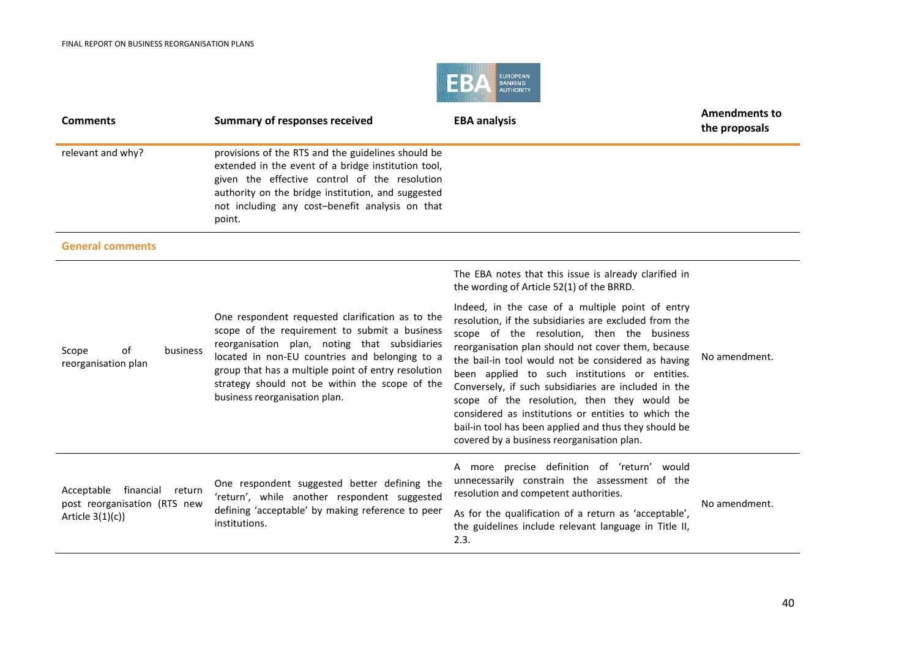| Comments | Summary of responses received | EBA analysis | Amendments to the proposals |
|---|---|---|---|
| relevant and why? | provisions of the RTS and the guidelines should be extended in the event of a bridge institution tool, given the effective control of the resolution authority on the bridge institution, and suggested not including any cost–benefit analysis on that point. | | |
| **General comments** | | | |
| Scope of business reorganisation plan | One respondent requested clarification as to the scope of the requirement to submit a business reorganisation plan, noting that subsidiaries located in non-EU countries and belonging to a group that has a multiple point of entry resolution strategy should not be within the scope of the business reorganisation plan. | The EBA notes that this issue is already clarified in the wording of Article 52(1) of the BRRD. <br><br> Indeed, in the case of a multiple point of entry resolution, if the subsidiaries are excluded from the scope of the resolution, then the business reorganisation plan should not cover them, because the bail-in tool would not be considered as having been applied to such institutions or entities. Conversely, if such subsidiaries are included in the scope of the resolution, then they would be considered as institutions or entities to which the bail-in tool has been applied and thus they should be covered by a business reorganisation plan. | No amendment. |
| Acceptable financial return post reorganisation (RTS new Article 3(1)(c)) | One respondent suggested better defining the 'return', while another respondent suggested defining 'acceptable' by making reference to peer institutions. | A more precise definition of 'return' would unnecessarily constrain the assessment of the resolution and competent authorities. <br><br> As for the qualification of a return as 'acceptable', the guidelines include relevant language in Title II, 2.3. | No amendment. |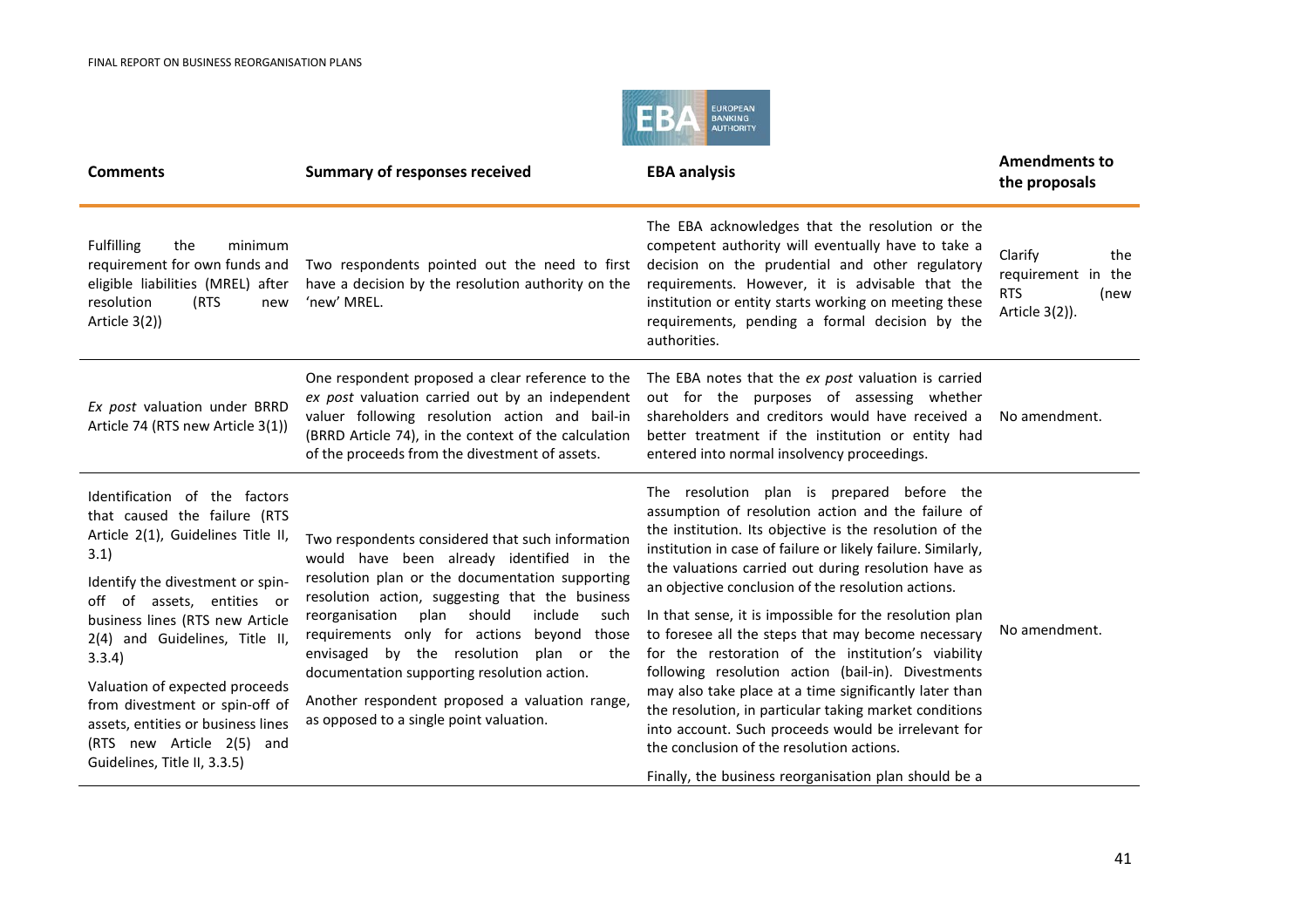| Comments | Summary of responses received | EBA analysis | Amendments to the proposals |
|---|---|---|---|
| Fulfilling the minimum requirement for own funds and eligible liabilities (MREL) after resolution (RTS new Article 3(2)) | Two respondents pointed out the need to first have a decision by the resolution authority on the 'new' MREL. | The EBA acknowledges that the resolution or the competent authority will eventually have to take a decision on the prudential and other regulatory requirements. However, it is advisable that the institution or entity starts working on meeting these requirements, pending a formal decision by the authorities. | Clarify the requirement in the RTS (new Article 3(2)). |
| *Ex post* valuation under BRRD Article 74 (RTS new Article 3(1)) | One respondent proposed a clear reference to the *ex post* valuation carried out by an independent valuer following resolution action and bail-in (BRRD Article 74), in the context of the calculation of the proceeds from the divestment of assets. | The EBA notes that the *ex post* valuation is carried out for the purposes of assessing whether shareholders and creditors would have received a better treatment if the institution or entity had entered into normal insolvency proceedings. | No amendment. |
| Identification of the factors that caused the failure (RTS Article 2(1), Guidelines Title II, 3.1)<br><br>Identify the divestment or spin-off of assets, entities or business lines (RTS new Article 2(4) and Guidelines, Title II, 3.3.4)<br><br>Valuation of expected proceeds from divestment or spin-off of assets, entities or business lines (RTS new Article 2(5) and Guidelines, Title II, 3.3.5) | Two respondents considered that such information would have been already identified in the resolution plan or the documentation supporting resolution action, suggesting that the business reorganisation plan should include such requirements only for actions beyond those envisaged by the resolution plan or the documentation supporting resolution action.<br><br>Another respondent proposed a valuation range, as opposed to a single point valuation. | The resolution plan is prepared before the assumption of resolution action and the failure of the institution. Its objective is the resolution of the institution in case of failure or likely failure. Similarly, the valuations carried out during resolution have as an objective conclusion of the resolution actions.<br><br>In that sense, it is impossible for the resolution plan to foresee all the steps that may become necessary for the restoration of the institution's viability following resolution action (bail-in). Divestments may also take place at a time significantly later than the resolution, in particular taking market conditions into account. Such proceeds would be irrelevant for the conclusion of the resolution actions.<br><br>Finally, the business reorganisation plan should be a | No amendment. |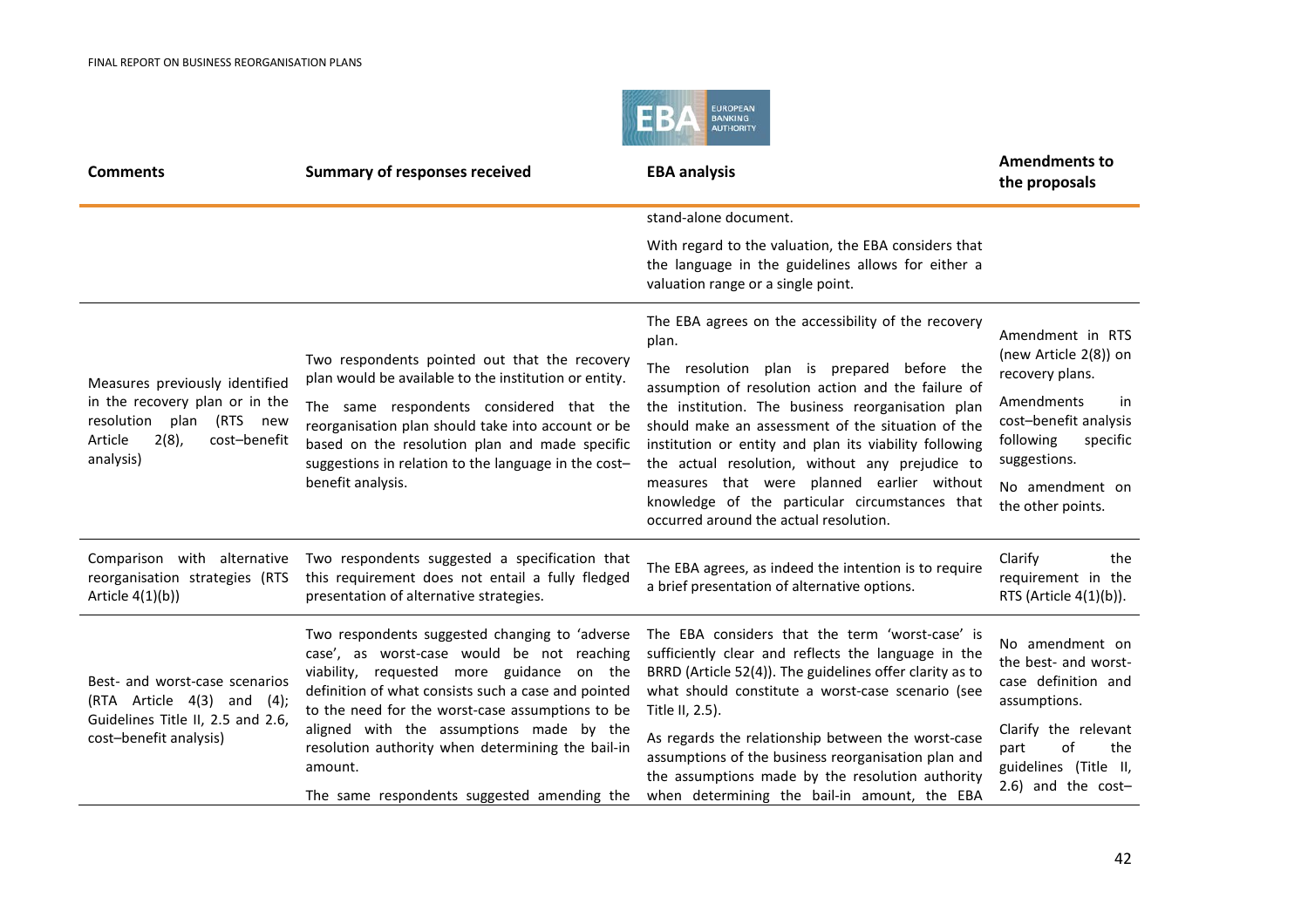| Comments | Summary of responses received | EBA analysis | Amendments to the proposals |
|---|---|---|---|
| | | stand-alone document.<br><br>With regard to the valuation, the EBA considers that the language in the guidelines allows for either a valuation range or a single point. | |
| Measures previously identified in the recovery plan or in the resolution plan (RTS new Article 2(8), cost–benefit analysis) | Two respondents pointed out that the recovery plan would be available to the institution or entity.<br><br>The same respondents considered that the reorganisation plan should take into account or be based on the resolution plan and made specific suggestions in relation to the language in the cost–benefit analysis. | The EBA agrees on the accessibility of the recovery plan.<br><br>The resolution plan is prepared before the assumption of resolution action and the failure of the institution. The business reorganisation plan should make an assessment of the situation of the institution or entity and plan its viability following the actual resolution, without any prejudice to measures that were planned earlier without knowledge of the particular circumstances that occurred around the actual resolution. | Amendment in RTS (new Article 2(8)) on recovery plans.<br><br>Amendments in cost–benefit analysis following specific suggestions.<br><br>No amendment on the other points. |
| Comparison with alternative reorganisation strategies (RTS Article 4(1)(b)) | Two respondents suggested a specification that this requirement does not entail a fully fledged presentation of alternative strategies. | The EBA agrees, as indeed the intention is to require a brief presentation of alternative options. | Clarify the requirement in the RTS (Article 4(1)(b)). |
| Best- and worst-case scenarios (RTA Article 4(3) and (4); Guidelines Title II, 2.5 and 2.6, cost–benefit analysis) | Two respondents suggested changing to 'adverse case', as worst-case would be not reaching viability, requested more guidance on the definition of what consists such a case and pointed to the need for the worst-case assumptions to be aligned with the assumptions made by the resolution authority when determining the bail-in amount.<br><br>The same respondents suggested amending the | The EBA considers that the term 'worst-case' is sufficiently clear and reflects the language in the BRRD (Article 52(4)). The guidelines offer clarity as to what should constitute a worst-case scenario (see Title II, 2.5).<br><br>As regards the relationship between the worst-case assumptions of the business reorganisation plan and the assumptions made by the resolution authority when determining the bail-in amount, the EBA | No amendment on the best- and worst-case definition and assumptions.<br><br>Clarify the relevant part of the guidelines (Title II, 2.6) and the cost– |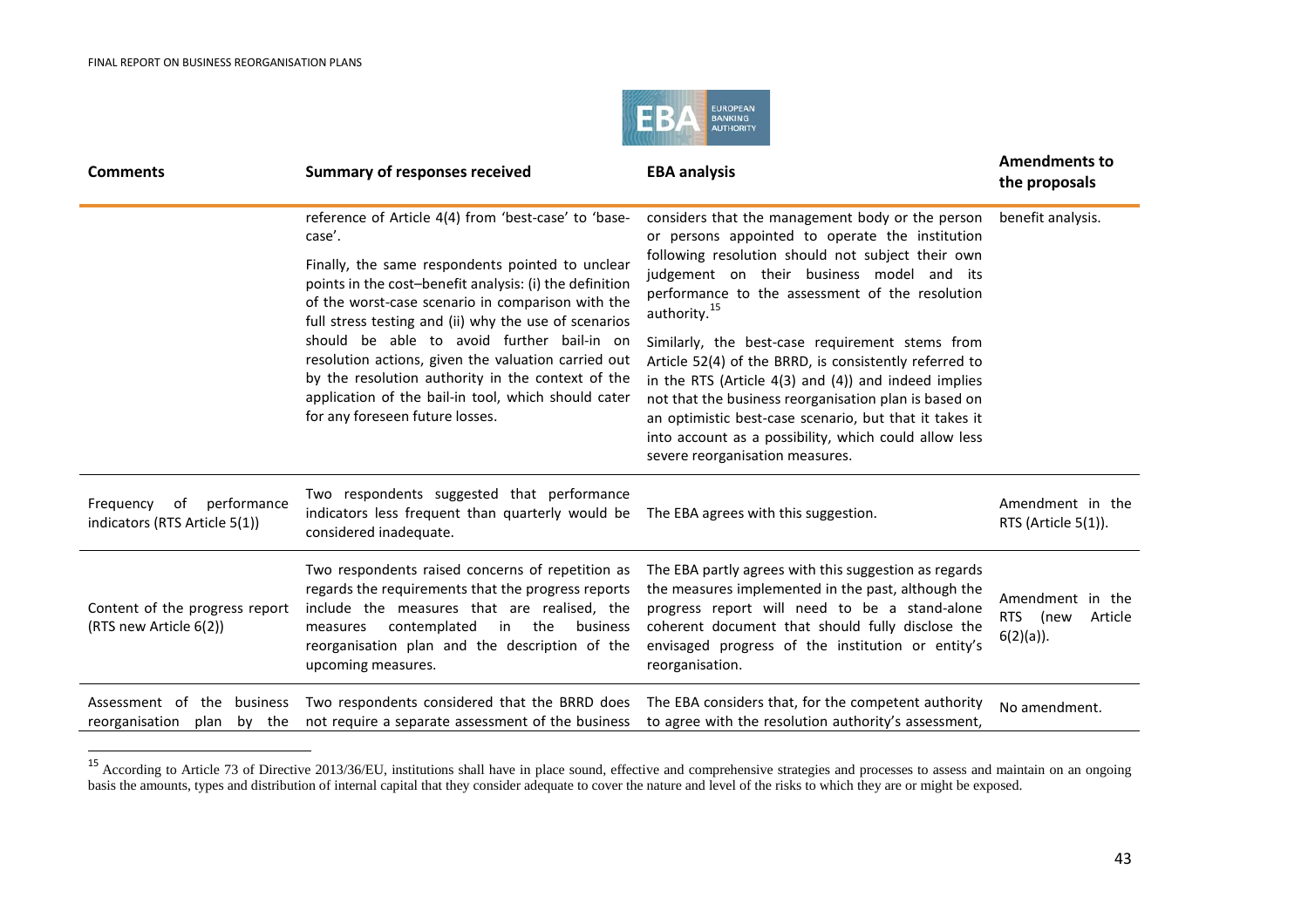| Comments | Summary of responses received | EBA analysis | Amendments to the proposals |
|---|---|---|---|
| | reference of Article 4(4) from 'best-case' to 'base-case'.<br><br>Finally, the same respondents pointed to unclear points in the cost–benefit analysis: (i) the definition of the worst-case scenario in comparison with the full stress testing and (ii) why the use of scenarios should be able to avoid further bail-in on resolution actions, given the valuation carried out by the resolution authority in the context of the application of the bail-in tool, which should cater for any foreseen future losses. | considers that the management body or the person or persons appointed to operate the institution following resolution should not subject their own judgement on their business model and its performance to the assessment of the resolution authority.[15]<br><br>Similarly, the best-case requirement stems from Article 52(4) of the BRRD, is consistently referred to in the RTS (Article 4(3) and (4)) and indeed implies not that the business reorganisation plan is based on an optimistic best-case scenario, but that it takes it into account as a possibility, which could allow less severe reorganisation measures. | benefit analysis. |
| Frequency of performance indicators (RTS Article 5(1)) | Two respondents suggested that performance indicators less frequent than quarterly would be considered inadequate. | The EBA agrees with this suggestion. | Amendment in the RTS (Article 5(1)). |
| Content of the progress report (RTS new Article 6(2)) | Two respondents raised concerns of repetition as regards the requirements that the progress reports include the measures that are realised, the measures contemplated in the business reorganisation plan and the description of the upcoming measures. | The EBA partly agrees with this suggestion as regards the measures implemented in the past, although the progress report will need to be a stand-alone coherent document that should fully disclose the envisaged progress of the institution or entity's reorganisation. | Amendment in the RTS (new Article 6(2)(a)). |
| Assessment of the business reorganisation plan by the | Two respondents considered that the BRRD does not require a separate assessment of the business | The EBA considers that, for the competent authority to agree with the resolution authority's assessment, | No amendment. |

[15] According to Article 73 of Directive 2013/36/EU, institutions shall have in place sound, effective and comprehensive strategies and processes to assess and maintain on an ongoing basis the amounts, types and distribution of internal capital that they consider adequate to cover the nature and level of the risks to which they are or might be exposed.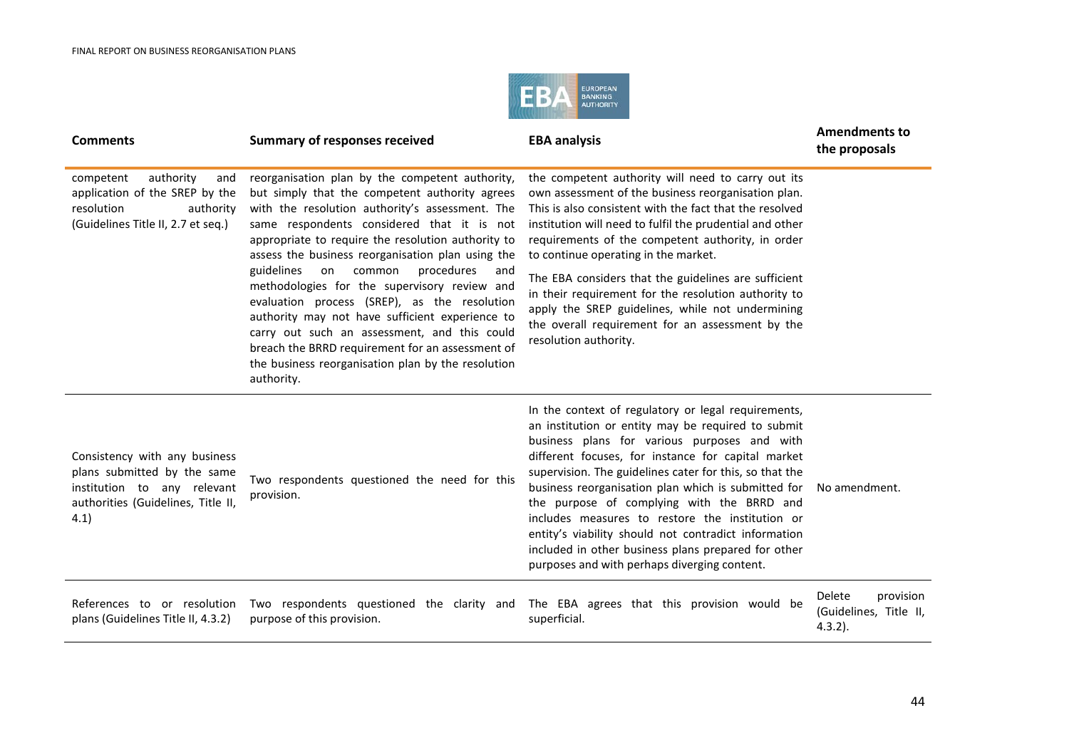| Comments | Summary of responses received | EBA analysis | Amendments to the proposals |
|---|---|---|---|
| competent authority and application of the SREP by the resolution authority (Guidelines Title II, 2.7 et seq.) | reorganisation plan by the competent authority, but simply that the competent authority agrees with the resolution authority's assessment. The same respondents considered that it is not appropriate to require the resolution authority to assess the business reorganisation plan using the guidelines on common procedures and methodologies for the supervisory review and evaluation process (SREP), as the resolution authority may not have sufficient experience to carry out such an assessment, and this could breach the BRRD requirement for an assessment of the business reorganisation plan by the resolution authority. | the competent authority will need to carry out its own assessment of the business reorganisation plan. This is also consistent with the fact that the resolved institution will need to fulfil the prudential and other requirements of the competent authority, in order to continue operating in the market. The EBA considers that the guidelines are sufficient in their requirement for the resolution authority to apply the SREP guidelines, while not undermining the overall requirement for an assessment by the resolution authority. | |
| Consistency with any business plans submitted by the same institution to any relevant authorities (Guidelines, Title II, 4.1) | Two respondents questioned the need for this provision. | In the context of regulatory or legal requirements, an institution or entity may be required to submit business plans for various purposes and with different focuses, for instance for capital market supervision. The guidelines cater for this, so that the business reorganisation plan which is submitted for the purpose of complying with the BRRD and includes measures to restore the institution or entity's viability should not contradict information included in other business plans prepared for other purposes and with perhaps diverging content. | No amendment. |
| References to or resolution plans (Guidelines Title II, 4.3.2) | Two respondents questioned the clarity and purpose of this provision. | The EBA agrees that this provision would be superficial. | Delete provision (Guidelines, Title II, 4.3.2). |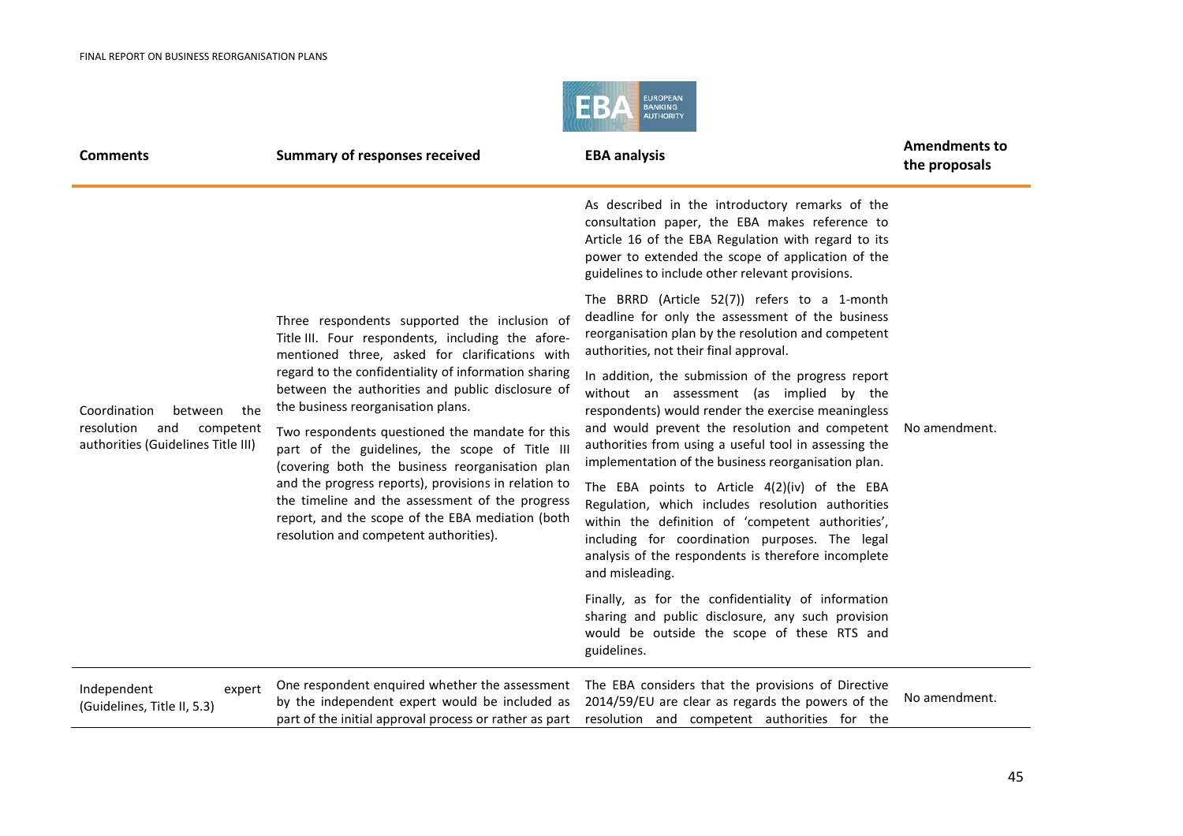| Comments | Summary of responses received | EBA analysis | Amendments to the proposals |
|---|---|---|---|
| Coordination between the resolution and competent authorities (Guidelines Title III) | Three respondents supported the inclusion of Title III. Four respondents, including the afore-mentioned three, asked for clarifications with regard to the confidentiality of information sharing between the authorities and public disclosure of the business reorganisation plans.<br><br>Two respondents questioned the mandate for this part of the guidelines, the scope of Title III (covering both the business reorganisation plan and the progress reports), provisions in relation to the timeline and the assessment of the progress report, and the scope of the EBA mediation (both resolution and competent authorities). | As described in the introductory remarks of the consultation paper, the EBA makes reference to Article 16 of the EBA Regulation with regard to its power to extended the scope of application of the guidelines to include other relevant provisions.<br><br>The BRRD (Article 52(7)) refers to a 1-month deadline for only the assessment of the business reorganisation plan by the resolution and competent authorities, not their final approval.<br><br>In addition, the submission of the progress report without an assessment (as implied by the respondents) would render the exercise meaningless and would prevent the resolution and competent authorities from using a useful tool in assessing the implementation of the business reorganisation plan.<br><br>The EBA points to Article 4(2)(iv) of the EBA Regulation, which includes resolution authorities within the definition of 'competent authorities', including for coordination purposes. The legal analysis of the respondents is therefore incomplete and misleading.<br><br>Finally, as for the confidentiality of information sharing and public disclosure, any such provision would be outside the scope of these RTS and guidelines. | No amendment. |
| Independent expert (Guidelines, Title II, 5.3) | One respondent enquired whether the assessment by the independent expert would be included as part of the initial approval process or rather as part | The EBA considers that the provisions of Directive 2014/59/EU are clear as regards the powers of the resolution and competent authorities for the | No amendment. |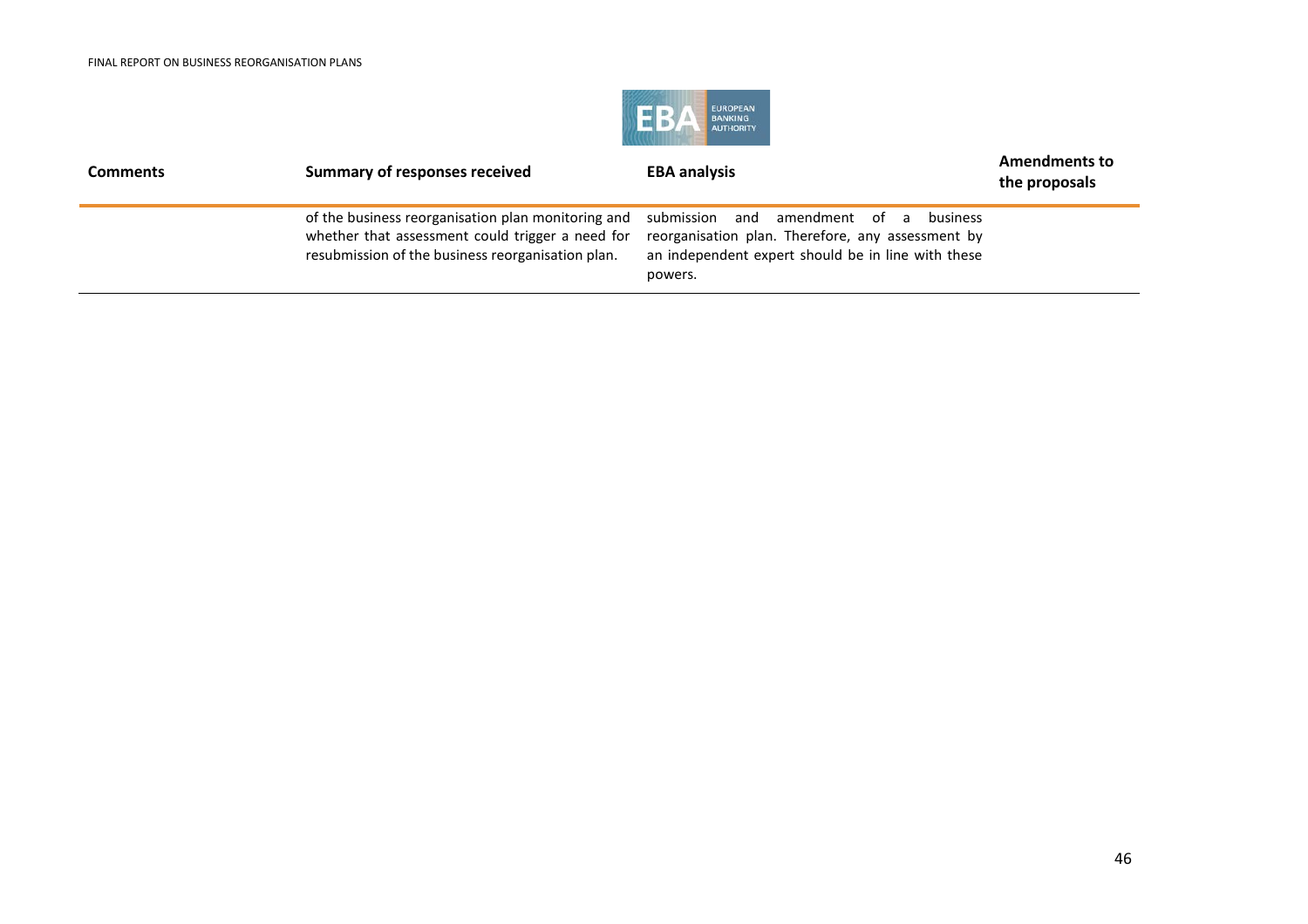| Comments | Summary of responses received | EBA analysis | Amendments to the proposals |
|---|---|---|---|
| | of the business reorganisation plan monitoring and whether that assessment could trigger a need for resubmission of the business reorganisation plan. | submission and amendment of a business reorganisation plan. Therefore, any assessment by an independent expert should be in line with these powers. | |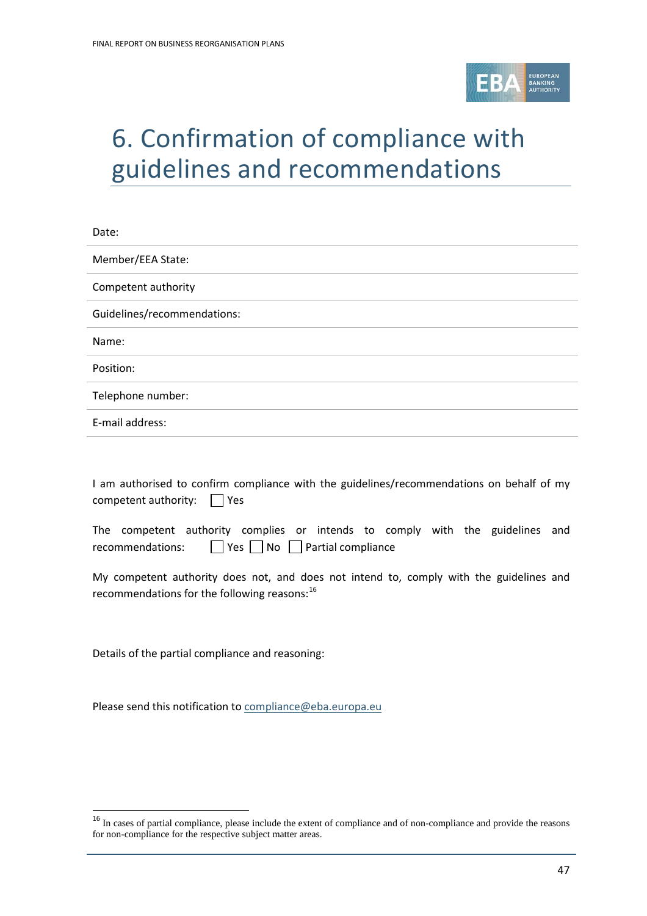# 6. Confirmation of compliance with guidelines and recommendations

Date:

Member/EEA State:

Competent authority

Guidelines/recommendations:

Name:

Position:

Telephone number:

E-mail address:

I am authorised to confirm compliance with the guidelines/recommendations on behalf of my competent authority: ☐ Yes

The competent authority complies or intends to comply with the guidelines and recommendations: ☐ Yes ☐ No ☐ Partial compliance

My competent authority does not, and does not intend to, comply with the guidelines and recommendations for the following reasons:[16]

Details of the partial compliance and reasoning:

Please send this notification to compliance@eba.europa.eu

[16] In cases of partial compliance, please include the extent of compliance and of non-compliance and provide the reasons for non-compliance for the respective subject matter areas.